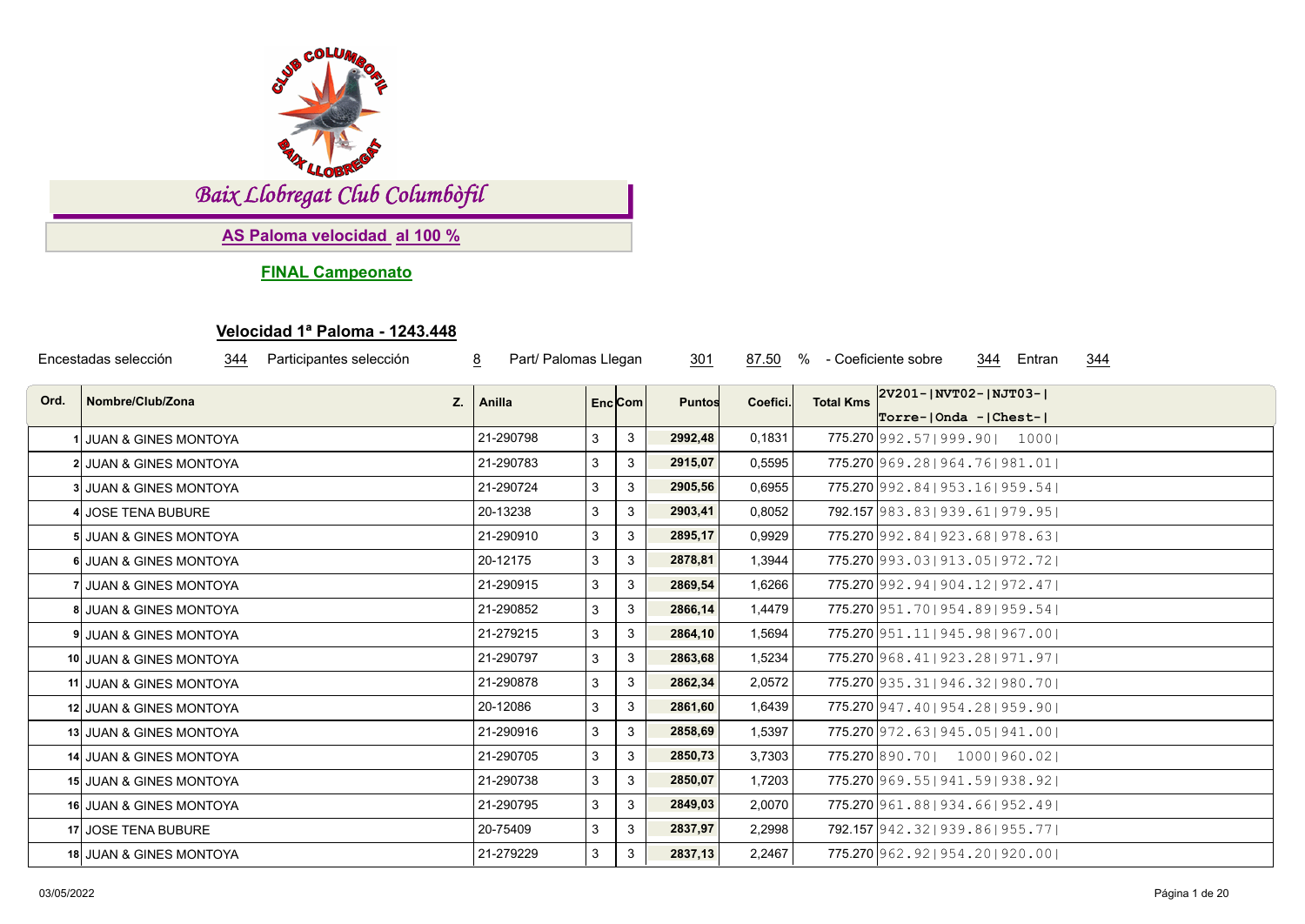# Baix Llobregat Club Columbòfil

## AS Paloma velocidad al 100 %

### FINAL Campeonato

### Velocidad 1ª Paloma - 1243.448

Encestadas selección 344 Participantes selección 8 Part/ Palomas Llegan 301 87.50 % - Coeficiente sobre 344 Entran 344

| Ord. | Nombre/Club/Zona | Z. | Anilla | Enc | Com | Puntos | Coefici. | Total Kms | 2V201-\|NVT02-\|NJT03-\| Torre-\|Onda -\|Chest-\| |
|---|---|---|---|---|---|---|---|---|---|
| 1 | JUAN & GINES MONTOYA | | 21-290798 | 3 | 3 | 2992,48 | 0,1831 | 775.270 | 992.57\|999.90\| 1000\| |
| 2 | JUAN & GINES MONTOYA | | 21-290783 | 3 | 3 | 2915,07 | 0,5595 | 775.270 | 969.28\|964.76\|981.01\| |
| 3 | JUAN & GINES MONTOYA | | 21-290724 | 3 | 3 | 2905,56 | 0,6955 | 775.270 | 992.84\|953.16\|959.54\| |
| 4 | JOSE TENA BUBURE | | 20-13238 | 3 | 3 | 2903,41 | 0,8052 | 792.157 | 983.83\|939.61\|979.95\| |
| 5 | JUAN & GINES MONTOYA | | 21-290910 | 3 | 3 | 2895,17 | 0,9929 | 775.270 | 992.84\|923.68\|978.63\| |
| 6 | JUAN & GINES MONTOYA | | 20-12175 | 3 | 3 | 2878,81 | 1,3944 | 775.270 | 993.03\|913.05\|972.72\| |
| 7 | JUAN & GINES MONTOYA | | 21-290915 | 3 | 3 | 2869,54 | 1,6266 | 775.270 | 992.94\|904.12\|972.47\| |
| 8 | JUAN & GINES MONTOYA | | 21-290852 | 3 | 3 | 2866,14 | 1,4479 | 775.270 | 951.70\|954.89\|959.54\| |
| 9 | JUAN & GINES MONTOYA | | 21-279215 | 3 | 3 | 2864,10 | 1,5694 | 775.270 | 951.11\|945.98\|967.00\| |
| 10 | JUAN & GINES MONTOYA | | 21-290797 | 3 | 3 | 2863,68 | 1,5234 | 775.270 | 968.41\|923.28\|971.97\| |
| 11 | JUAN & GINES MONTOYA | | 21-290878 | 3 | 3 | 2862,34 | 2,0572 | 775.270 | 935.31\|946.32\|980.70\| |
| 12 | JUAN & GINES MONTOYA | | 20-12086 | 3 | 3 | 2861,60 | 1,6439 | 775.270 | 947.40\|954.28\|959.90\| |
| 13 | JUAN & GINES MONTOYA | | 21-290916 | 3 | 3 | 2858,69 | 1,5397 | 775.270 | 972.63\|945.05\|941.00\| |
| 14 | JUAN & GINES MONTOYA | | 21-290705 | 3 | 3 | 2850,73 | 3,7303 | 775.270 | 890.70\| 1000\|960.02\| |
| 15 | JUAN & GINES MONTOYA | | 21-290738 | 3 | 3 | 2850,07 | 1,7203 | 775.270 | 969.55\|941.59\|938.92\| |
| 16 | JUAN & GINES MONTOYA | | 21-290795 | 3 | 3 | 2849,03 | 2,0070 | 775.270 | 961.88\|934.66\|952.49\| |
| 17 | JOSE TENA BUBURE | | 20-75409 | 3 | 3 | 2837,97 | 2,2998 | 792.157 | 942.32\|939.86\|955.77\| |
| 18 | JUAN & GINES MONTOYA | | 21-279229 | 3 | 3 | 2837,13 | 2,2467 | 775.270 | 962.92\|954.20\|920.00\| |

03/05/2022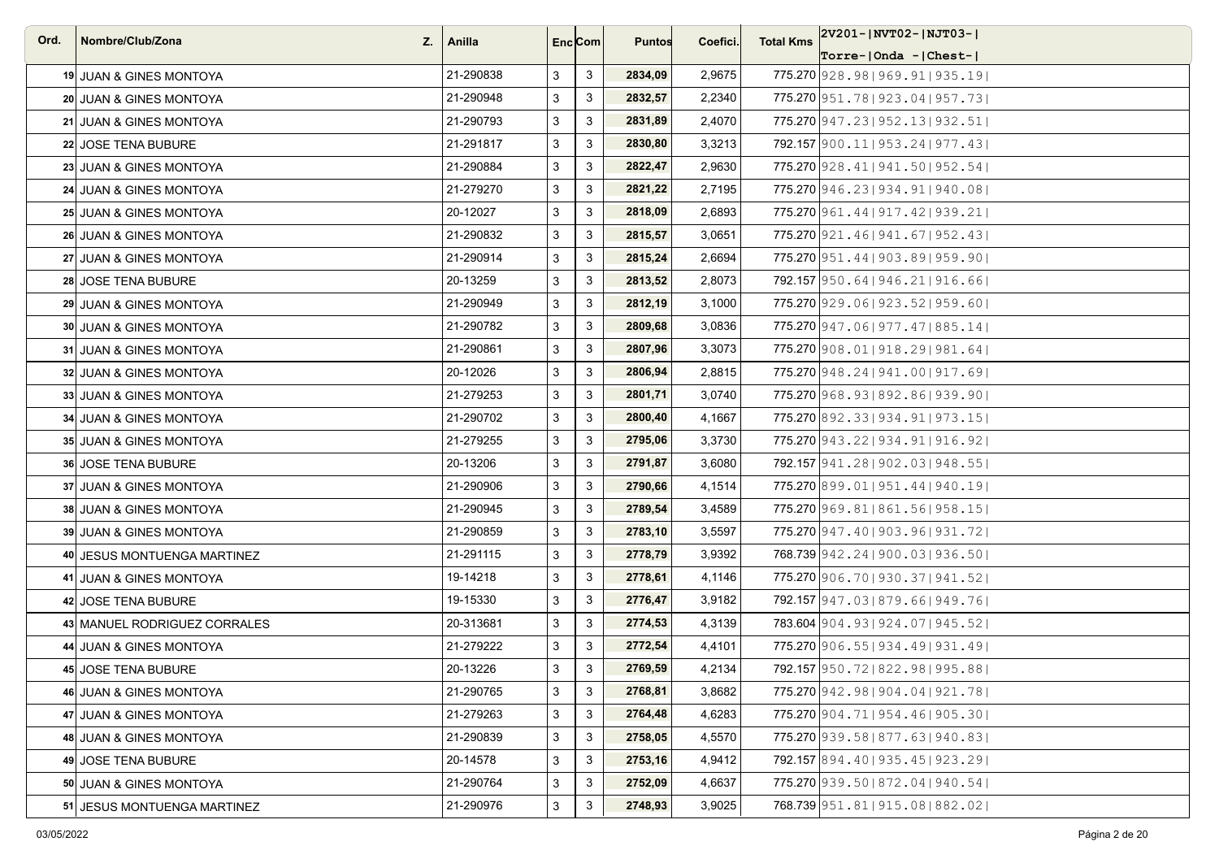| Ord. | Nombre/Club/Zona | Z. | Anilla | Enc | Com | Puntos | Coefici. | Total Kms | 2V201-\|NVT02-\|NJT03-\| Torre-\|Onda -\|Chest-\| |
|---|---|---|---|---|---|---|---|---|---|
| 19 | JUAN & GINES MONTOYA | | 21-290838 | 3 | 3 | 2834,09 | 2,9675 | 775.270 | 928.98\|969.91\|935.19\| |
| 20 | JUAN & GINES MONTOYA | | 21-290948 | 3 | 3 | 2832,57 | 2,2340 | 775.270 | 951.78\|923.04\|957.73\| |
| 21 | JUAN & GINES MONTOYA | | 21-290793 | 3 | 3 | 2831,89 | 2,4070 | 775.270 | 947.23\|952.13\|932.51\| |
| 22 | JOSE TENA BUBURE | | 21-291817 | 3 | 3 | 2830,80 | 3,3213 | 792.157 | 900.11\|953.24\|977.43\| |
| 23 | JUAN & GINES MONTOYA | | 21-290884 | 3 | 3 | 2822,47 | 2,9630 | 775.270 | 928.41\|941.50\|952.54\| |
| 24 | JUAN & GINES MONTOYA | | 21-279270 | 3 | 3 | 2821,22 | 2,7195 | 775.270 | 946.23\|934.91\|940.08\| |
| 25 | JUAN & GINES MONTOYA | | 20-12027 | 3 | 3 | 2818,09 | 2,6893 | 775.270 | 961.44\|917.42\|939.21\| |
| 26 | JUAN & GINES MONTOYA | | 21-290832 | 3 | 3 | 2815,57 | 3,0651 | 775.270 | 921.46\|941.67\|952.43\| |
| 27 | JUAN & GINES MONTOYA | | 21-290914 | 3 | 3 | 2815,24 | 2,6694 | 775.270 | 951.44\|903.89\|959.90\| |
| 28 | JOSE TENA BUBURE | | 20-13259 | 3 | 3 | 2813,52 | 2,8073 | 792.157 | 950.64\|946.21\|916.66\| |
| 29 | JUAN & GINES MONTOYA | | 21-290949 | 3 | 3 | 2812,19 | 3,1000 | 775.270 | 929.06\|923.52\|959.60\| |
| 30 | JUAN & GINES MONTOYA | | 21-290782 | 3 | 3 | 2809,68 | 3,0836 | 775.270 | 947.06\|977.47\|885.14\| |
| 31 | JUAN & GINES MONTOYA | | 21-290861 | 3 | 3 | 2807,96 | 3,3073 | 775.270 | 908.01\|918.29\|981.64\| |
| 32 | JUAN & GINES MONTOYA | | 20-12026 | 3 | 3 | 2806,94 | 2,8815 | 775.270 | 948.24\|941.00\|917.69\| |
| 33 | JUAN & GINES MONTOYA | | 21-279253 | 3 | 3 | 2801,71 | 3,0740 | 775.270 | 968.93\|892.86\|939.90\| |
| 34 | JUAN & GINES MONTOYA | | 21-290702 | 3 | 3 | 2800,40 | 4,1667 | 775.270 | 892.33\|934.91\|973.15\| |
| 35 | JUAN & GINES MONTOYA | | 21-279255 | 3 | 3 | 2795,06 | 3,3730 | 775.270 | 943.22\|934.91\|916.92\| |
| 36 | JOSE TENA BUBURE | | 20-13206 | 3 | 3 | 2791,87 | 3,6080 | 792.157 | 941.28\|902.03\|948.55\| |
| 37 | JUAN & GINES MONTOYA | | 21-290906 | 3 | 3 | 2790,66 | 4,1514 | 775.270 | 899.01\|951.44\|940.19\| |
| 38 | JUAN & GINES MONTOYA | | 21-290945 | 3 | 3 | 2789,54 | 3,4589 | 775.270 | 969.81\|861.56\|958.15\| |
| 39 | JUAN & GINES MONTOYA | | 21-290859 | 3 | 3 | 2783,10 | 3,5597 | 775.270 | 947.40\|903.96\|931.72\| |
| 40 | JESUS MONTUENGA MARTINEZ | | 21-291115 | 3 | 3 | 2778,79 | 3,9392 | 768.739 | 942.24\|900.03\|936.50\| |
| 41 | JUAN & GINES MONTOYA | | 19-14218 | 3 | 3 | 2778,61 | 4,1146 | 775.270 | 906.70\|930.37\|941.52\| |
| 42 | JOSE TENA BUBURE | | 19-15330 | 3 | 3 | 2776,47 | 3,9182 | 792.157 | 947.03\|879.66\|949.76\| |
| 43 | MANUEL RODRIGUEZ CORRALES | | 20-313681 | 3 | 3 | 2774,53 | 4,3139 | 783.604 | 904.93\|924.07\|945.52\| |
| 44 | JUAN & GINES MONTOYA | | 21-279222 | 3 | 3 | 2772,54 | 4,4101 | 775.270 | 906.55\|934.49\|931.49\| |
| 45 | JOSE TENA BUBURE | | 20-13226 | 3 | 3 | 2769,59 | 4,2134 | 792.157 | 950.72\|822.98\|995.88\| |
| 46 | JUAN & GINES MONTOYA | | 21-290765 | 3 | 3 | 2768,81 | 3,8682 | 775.270 | 942.98\|904.04\|921.78\| |
| 47 | JUAN & GINES MONTOYA | | 21-279263 | 3 | 3 | 2764,48 | 4,6283 | 775.270 | 904.71\|954.46\|905.30\| |
| 48 | JUAN & GINES MONTOYA | | 21-290839 | 3 | 3 | 2758,05 | 4,5570 | 775.270 | 939.58\|877.63\|940.83\| |
| 49 | JOSE TENA BUBURE | | 20-14578 | 3 | 3 | 2753,16 | 4,9412 | 792.157 | 894.40\|935.45\|923.29\| |
| 50 | JUAN & GINES MONTOYA | | 21-290764 | 3 | 3 | 2752,09 | 4,6637 | 775.270 | 939.50\|872.04\|940.54\| |
| 51 | JESUS MONTUENGA MARTINEZ | | 21-290976 | 3 | 3 | 2748,93 | 3,9025 | 768.739 | 951.81\|915.08\|882.02\| |

03/05/2022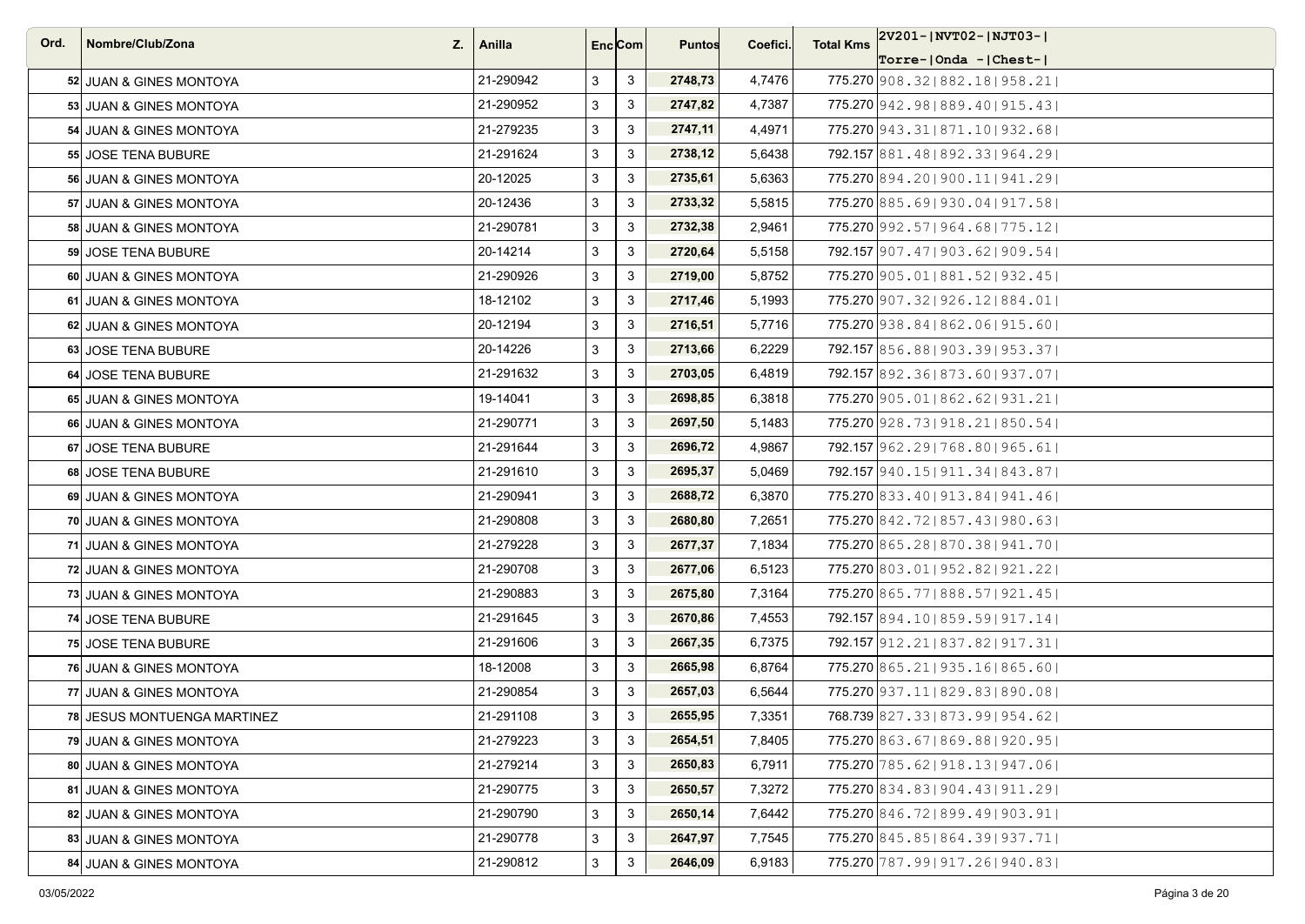| Ord. | Nombre/Club/Zona | Z. | Anilla | Enc | Com | Puntos | Coefici. | Total Kms | 2V201-\|NVT02-\|NJT03-\| Torre-\|Onda -\|Chest-\| |
|---|---|---|---|---|---|---|---|---|---|
| 52 | JUAN & GINES MONTOYA | | 21-290942 | 3 | 3 | 2748,73 | 4,7476 | 775.270 | 908.32\|882.18\|958.21\| |
| 53 | JUAN & GINES MONTOYA | | 21-290952 | 3 | 3 | 2747,82 | 4,7387 | 775.270 | 942.98\|889.40\|915.43\| |
| 54 | JUAN & GINES MONTOYA | | 21-279235 | 3 | 3 | 2747,11 | 4,4971 | 775.270 | 943.31\|871.10\|932.68\| |
| 55 | JOSE TENA BUBURE | | 21-291624 | 3 | 3 | 2738,12 | 5,6438 | 792.157 | 881.48\|892.33\|964.29\| |
| 56 | JUAN & GINES MONTOYA | | 20-12025 | 3 | 3 | 2735,61 | 5,6363 | 775.270 | 894.20\|900.11\|941.29\| |
| 57 | JUAN & GINES MONTOYA | | 20-12436 | 3 | 3 | 2733,32 | 5,5815 | 775.270 | 885.69\|930.04\|917.58\| |
| 58 | JUAN & GINES MONTOYA | | 21-290781 | 3 | 3 | 2732,38 | 2,9461 | 775.270 | 992.57\|964.68\|775.12\| |
| 59 | JOSE TENA BUBURE | | 20-14214 | 3 | 3 | 2720,64 | 5,5158 | 792.157 | 907.47\|903.62\|909.54\| |
| 60 | JUAN & GINES MONTOYA | | 21-290926 | 3 | 3 | 2719,00 | 5,8752 | 775.270 | 905.01\|881.52\|932.45\| |
| 61 | JUAN & GINES MONTOYA | | 18-12102 | 3 | 3 | 2717,46 | 5,1993 | 775.270 | 907.32\|926.12\|884.01\| |
| 62 | JUAN & GINES MONTOYA | | 20-12194 | 3 | 3 | 2716,51 | 5,7716 | 775.270 | 938.84\|862.06\|915.60\| |
| 63 | JOSE TENA BUBURE | | 20-14226 | 3 | 3 | 2713,66 | 6,2229 | 792.157 | 856.88\|903.39\|953.37\| |
| 64 | JOSE TENA BUBURE | | 21-291632 | 3 | 3 | 2703,05 | 6,4819 | 792.157 | 892.36\|873.60\|937.07\| |
| 65 | JUAN & GINES MONTOYA | | 19-14041 | 3 | 3 | 2698,85 | 6,3818 | 775.270 | 905.01\|862.62\|931.21\| |
| 66 | JUAN & GINES MONTOYA | | 21-290771 | 3 | 3 | 2697,50 | 5,1483 | 775.270 | 928.73\|918.21\|850.54\| |
| 67 | JOSE TENA BUBURE | | 21-291644 | 3 | 3 | 2696,72 | 4,9867 | 792.157 | 962.29\|768.80\|965.61\| |
| 68 | JOSE TENA BUBURE | | 21-291610 | 3 | 3 | 2695,37 | 5,0469 | 792.157 | 940.15\|911.34\|843.87\| |
| 69 | JUAN & GINES MONTOYA | | 21-290941 | 3 | 3 | 2688,72 | 6,3870 | 775.270 | 833.40\|913.84\|941.46\| |
| 70 | JUAN & GINES MONTOYA | | 21-290808 | 3 | 3 | 2680,80 | 7,2651 | 775.270 | 842.72\|857.43\|980.63\| |
| 71 | JUAN & GINES MONTOYA | | 21-279228 | 3 | 3 | 2677,37 | 7,1834 | 775.270 | 865.28\|870.38\|941.70\| |
| 72 | JUAN & GINES MONTOYA | | 21-290708 | 3 | 3 | 2677,06 | 6,5123 | 775.270 | 803.01\|952.82\|921.22\| |
| 73 | JUAN & GINES MONTOYA | | 21-290883 | 3 | 3 | 2675,80 | 7,3164 | 775.270 | 865.77\|888.57\|921.45\| |
| 74 | JOSE TENA BUBURE | | 21-291645 | 3 | 3 | 2670,86 | 7,4553 | 792.157 | 894.10\|859.59\|917.14\| |
| 75 | JOSE TENA BUBURE | | 21-291606 | 3 | 3 | 2667,35 | 6,7375 | 792.157 | 912.21\|837.82\|917.31\| |
| 76 | JUAN & GINES MONTOYA | | 18-12008 | 3 | 3 | 2665,98 | 6,8764 | 775.270 | 865.21\|935.16\|865.60\| |
| 77 | JUAN & GINES MONTOYA | | 21-290854 | 3 | 3 | 2657,03 | 6,5644 | 775.270 | 937.11\|829.83\|890.08\| |
| 78 | JESUS MONTUENGA MARTINEZ | | 21-291108 | 3 | 3 | 2655,95 | 7,3351 | 768.739 | 827.33\|873.99\|954.62\| |
| 79 | JUAN & GINES MONTOYA | | 21-279223 | 3 | 3 | 2654,51 | 7,8405 | 775.270 | 863.67\|869.88\|920.95\| |
| 80 | JUAN & GINES MONTOYA | | 21-279214 | 3 | 3 | 2650,83 | 6,7911 | 775.270 | 785.62\|918.13\|947.06\| |
| 81 | JUAN & GINES MONTOYA | | 21-290775 | 3 | 3 | 2650,57 | 7,3272 | 775.270 | 834.83\|904.43\|911.29\| |
| 82 | JUAN & GINES MONTOYA | | 21-290790 | 3 | 3 | 2650,14 | 7,6442 | 775.270 | 846.72\|899.49\|903.91\| |
| 83 | JUAN & GINES MONTOYA | | 21-290778 | 3 | 3 | 2647,97 | 7,7545 | 775.270 | 845.85\|864.39\|937.71\| |
| 84 | JUAN & GINES MONTOYA | | 21-290812 | 3 | 3 | 2646,09 | 6,9183 | 775.270 | 787.99\|917.26\|940.83\| |

03/05/2022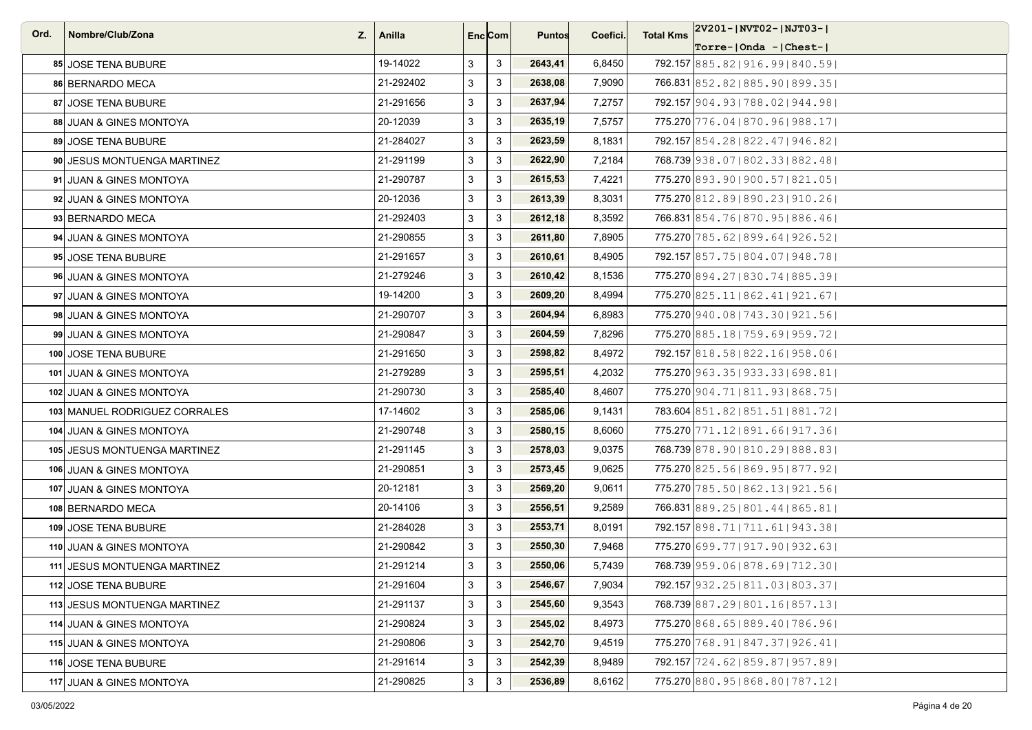| Ord. | Nombre/Club/Zona | Z. | Anilla | Enc | Com | Puntos | Coefici. | Total Kms | 2V201-\|NVT02-\|NJT03-\| Torre-\|Onda -\|Chest-\| |
|---|---|---|---|---|---|---|---|---|---|
| 85 | JOSE TENA BUBURE | | 19-14022 | 3 | 3 | 2643,41 | 6,8450 | 792.157 | 885.82\|916.99\|840.59\| |
| 86 | BERNARDO MECA | | 21-292402 | 3 | 3 | 2638,08 | 7,9090 | 766.831 | 852.82\|885.90\|899.35\| |
| 87 | JOSE TENA BUBURE | | 21-291656 | 3 | 3 | 2637,94 | 7,2757 | 792.157 | 904.93\|788.02\|944.98\| |
| 88 | JUAN & GINES MONTOYA | | 20-12039 | 3 | 3 | 2635,19 | 7,5757 | 775.270 | 776.04\|870.96\|988.17\| |
| 89 | JOSE TENA BUBURE | | 21-284027 | 3 | 3 | 2623,59 | 8,1831 | 792.157 | 854.28\|822.47\|946.82\| |
| 90 | JESUS MONTUENGA MARTINEZ | | 21-291199 | 3 | 3 | 2622,90 | 7,2184 | 768.739 | 938.07\|802.33\|882.48\| |
| 91 | JUAN & GINES MONTOYA | | 21-290787 | 3 | 3 | 2615,53 | 7,4221 | 775.270 | 893.90\|900.57\|821.05\| |
| 92 | JUAN & GINES MONTOYA | | 20-12036 | 3 | 3 | 2613,39 | 8,3031 | 775.270 | 812.89\|890.23\|910.26\| |
| 93 | BERNARDO MECA | | 21-292403 | 3 | 3 | 2612,18 | 8,3592 | 766.831 | 854.76\|870.95\|886.46\| |
| 94 | JUAN & GINES MONTOYA | | 21-290855 | 3 | 3 | 2611,80 | 7,8905 | 775.270 | 785.62\|899.64\|926.52\| |
| 95 | JOSE TENA BUBURE | | 21-291657 | 3 | 3 | 2610,61 | 8,4905 | 792.157 | 857.75\|804.07\|948.78\| |
| 96 | JUAN & GINES MONTOYA | | 21-279246 | 3 | 3 | 2610,42 | 8,1536 | 775.270 | 894.27\|830.74\|885.39\| |
| 97 | JUAN & GINES MONTOYA | | 19-14200 | 3 | 3 | 2609,20 | 8,4994 | 775.270 | 825.11\|862.41\|921.67\| |
| 98 | JUAN & GINES MONTOYA | | 21-290707 | 3 | 3 | 2604,94 | 6,8983 | 775.270 | 940.08\|743.30\|921.56\| |
| 99 | JUAN & GINES MONTOYA | | 21-290847 | 3 | 3 | 2604,59 | 7,8296 | 775.270 | 885.18\|759.69\|959.72\| |
| 100 | JOSE TENA BUBURE | | 21-291650 | 3 | 3 | 2598,82 | 8,4972 | 792.157 | 818.58\|822.16\|958.06\| |
| 101 | JUAN & GINES MONTOYA | | 21-279289 | 3 | 3 | 2595,51 | 4,2032 | 775.270 | 963.35\|933.33\|698.81\| |
| 102 | JUAN & GINES MONTOYA | | 21-290730 | 3 | 3 | 2585,40 | 8,4607 | 775.270 | 904.71\|811.93\|868.75\| |
| 103 | MANUEL RODRIGUEZ CORRALES | | 17-14602 | 3 | 3 | 2585,06 | 9,1431 | 783.604 | 851.82\|851.51\|881.72\| |
| 104 | JUAN & GINES MONTOYA | | 21-290748 | 3 | 3 | 2580,15 | 8,6060 | 775.270 | 771.12\|891.66\|917.36\| |
| 105 | JESUS MONTUENGA MARTINEZ | | 21-291145 | 3 | 3 | 2578,03 | 9,0375 | 768.739 | 878.90\|810.29\|888.83\| |
| 106 | JUAN & GINES MONTOYA | | 21-290851 | 3 | 3 | 2573,45 | 9,0625 | 775.270 | 825.56\|869.95\|877.92\| |
| 107 | JUAN & GINES MONTOYA | | 20-12181 | 3 | 3 | 2569,20 | 9,0611 | 775.270 | 785.50\|862.13\|921.56\| |
| 108 | BERNARDO MECA | | 20-14106 | 3 | 3 | 2556,51 | 9,2589 | 766.831 | 889.25\|801.44\|865.81\| |
| 109 | JOSE TENA BUBURE | | 21-284028 | 3 | 3 | 2553,71 | 8,0191 | 792.157 | 898.71\|711.61\|943.38\| |
| 110 | JUAN & GINES MONTOYA | | 21-290842 | 3 | 3 | 2550,30 | 7,9468 | 775.270 | 699.77\|917.90\|932.63\| |
| 111 | JESUS MONTUENGA MARTINEZ | | 21-291214 | 3 | 3 | 2550,06 | 5,7439 | 768.739 | 959.06\|878.69\|712.30\| |
| 112 | JOSE TENA BUBURE | | 21-291604 | 3 | 3 | 2546,67 | 7,9034 | 792.157 | 932.25\|811.03\|803.37\| |
| 113 | JESUS MONTUENGA MARTINEZ | | 21-291137 | 3 | 3 | 2545,60 | 9,3543 | 768.739 | 887.29\|801.16\|857.13\| |
| 114 | JUAN & GINES MONTOYA | | 21-290824 | 3 | 3 | 2545,02 | 8,4973 | 775.270 | 868.65\|889.40\|786.96\| |
| 115 | JUAN & GINES MONTOYA | | 21-290806 | 3 | 3 | 2542,70 | 9,4519 | 775.270 | 768.91\|847.37\|926.41\| |
| 116 | JOSE TENA BUBURE | | 21-291614 | 3 | 3 | 2542,39 | 8,9489 | 792.157 | 724.62\|859.87\|957.89\| |
| 117 | JUAN & GINES MONTOYA | | 21-290825 | 3 | 3 | 2536,89 | 8,6162 | 775.270 | 880.95\|868.80\|787.12\| |

03/05/2022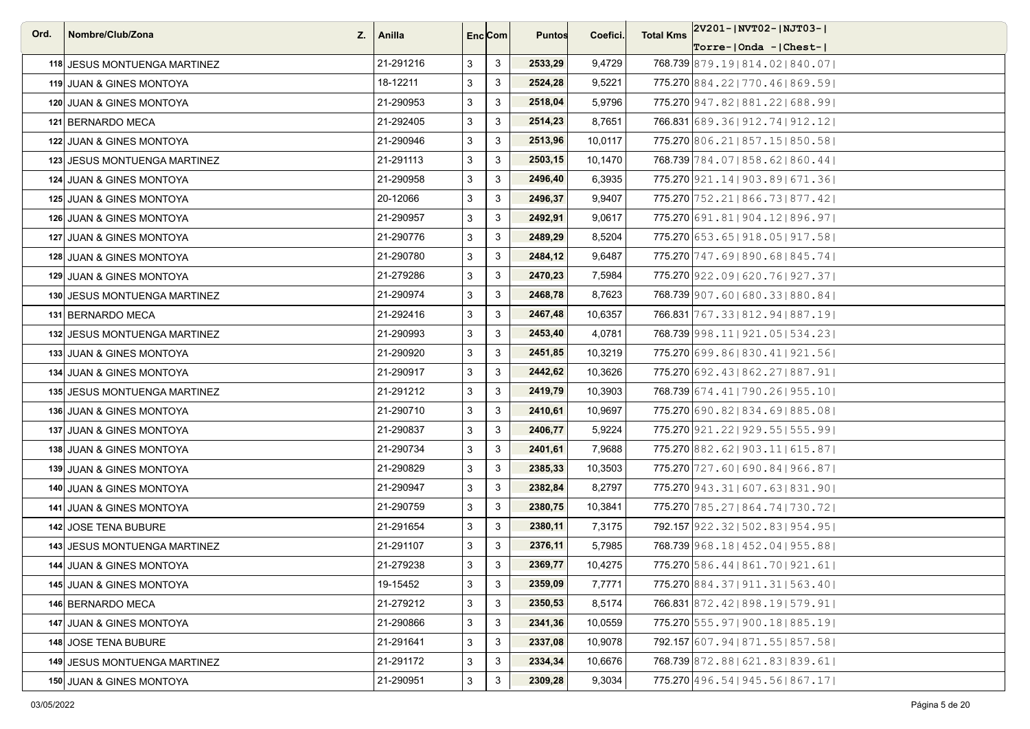| Ord. | Nombre/Club/Zona | Z. | Anilla | Enc | Com | Puntos | Coefici. | Total Kms | 2V201-\|NVT02-\|NJT03-\| Torre-\|Onda -\|Chest-\| |
|---|---|---|---|---|---|---|---|---|---|
| 118 | JESUS MONTUENGA MARTINEZ | | 21-291216 | 3 | 3 | 2533,29 | 9,4729 | 768.739 | 879.19\|814.02\|840.07\| |
| 119 | JUAN & GINES MONTOYA | | 18-12211 | 3 | 3 | 2524,28 | 9,5221 | 775.270 | 884.22\|770.46\|869.59\| |
| 120 | JUAN & GINES MONTOYA | | 21-290953 | 3 | 3 | 2518,04 | 5,9796 | 775.270 | 947.82\|881.22\|688.99\| |
| 121 | BERNARDO MECA | | 21-292405 | 3 | 3 | 2514,23 | 8,7651 | 766.831 | 689.36\|912.74\|912.12\| |
| 122 | JUAN & GINES MONTOYA | | 21-290946 | 3 | 3 | 2513,96 | 10,0117 | 775.270 | 806.21\|857.15\|850.58\| |
| 123 | JESUS MONTUENGA MARTINEZ | | 21-291113 | 3 | 3 | 2503,15 | 10,1470 | 768.739 | 784.07\|858.62\|860.44\| |
| 124 | JUAN & GINES MONTOYA | | 21-290958 | 3 | 3 | 2496,40 | 6,3935 | 775.270 | 921.14\|903.89\|671.36\| |
| 125 | JUAN & GINES MONTOYA | | 20-12066 | 3 | 3 | 2496,37 | 9,9407 | 775.270 | 752.21\|866.73\|877.42\| |
| 126 | JUAN & GINES MONTOYA | | 21-290957 | 3 | 3 | 2492,91 | 9,0617 | 775.270 | 691.81\|904.12\|896.97\| |
| 127 | JUAN & GINES MONTOYA | | 21-290776 | 3 | 3 | 2489,29 | 8,5204 | 775.270 | 653.65\|918.05\|917.58\| |
| 128 | JUAN & GINES MONTOYA | | 21-290780 | 3 | 3 | 2484,12 | 9,6487 | 775.270 | 747.69\|890.68\|845.74\| |
| 129 | JUAN & GINES MONTOYA | | 21-279286 | 3 | 3 | 2470,23 | 7,5984 | 775.270 | 922.09\|620.76\|927.37\| |
| 130 | JESUS MONTUENGA MARTINEZ | | 21-290974 | 3 | 3 | 2468,78 | 8,7623 | 768.739 | 907.60\|680.33\|880.84\| |
| 131 | BERNARDO MECA | | 21-292416 | 3 | 3 | 2467,48 | 10,6357 | 766.831 | 767.33\|812.94\|887.19\| |
| 132 | JESUS MONTUENGA MARTINEZ | | 21-290993 | 3 | 3 | 2453,40 | 4,0781 | 768.739 | 998.11\|921.05\|534.23\| |
| 133 | JUAN & GINES MONTOYA | | 21-290920 | 3 | 3 | 2451,85 | 10,3219 | 775.270 | 699.86\|830.41\|921.56\| |
| 134 | JUAN & GINES MONTOYA | | 21-290917 | 3 | 3 | 2442,62 | 10,3626 | 775.270 | 692.43\|862.27\|887.91\| |
| 135 | JESUS MONTUENGA MARTINEZ | | 21-291212 | 3 | 3 | 2419,79 | 10,3903 | 768.739 | 674.41\|790.26\|955.10\| |
| 136 | JUAN & GINES MONTOYA | | 21-290710 | 3 | 3 | 2410,61 | 10,9697 | 775.270 | 690.82\|834.69\|885.08\| |
| 137 | JUAN & GINES MONTOYA | | 21-290837 | 3 | 3 | 2406,77 | 5,9224 | 775.270 | 921.22\|929.55\|555.99\| |
| 138 | JUAN & GINES MONTOYA | | 21-290734 | 3 | 3 | 2401,61 | 7,9688 | 775.270 | 882.62\|903.11\|615.87\| |
| 139 | JUAN & GINES MONTOYA | | 21-290829 | 3 | 3 | 2385,33 | 10,3503 | 775.270 | 727.60\|690.84\|966.87\| |
| 140 | JUAN & GINES MONTOYA | | 21-290947 | 3 | 3 | 2382,84 | 8,2797 | 775.270 | 943.31\|607.63\|831.90\| |
| 141 | JUAN & GINES MONTOYA | | 21-290759 | 3 | 3 | 2380,75 | 10,3841 | 775.270 | 785.27\|864.74\|730.72\| |
| 142 | JOSE TENA BUBURE | | 21-291654 | 3 | 3 | 2380,11 | 7,3175 | 792.157 | 922.32\|502.83\|954.95\| |
| 143 | JESUS MONTUENGA MARTINEZ | | 21-291107 | 3 | 3 | 2376,11 | 5,7985 | 768.739 | 968.18\|452.04\|955.88\| |
| 144 | JUAN & GINES MONTOYA | | 21-279238 | 3 | 3 | 2369,77 | 10,4275 | 775.270 | 586.44\|861.70\|921.61\| |
| 145 | JUAN & GINES MONTOYA | | 19-15452 | 3 | 3 | 2359,09 | 7,7771 | 775.270 | 884.37\|911.31\|563.40\| |
| 146 | BERNARDO MECA | | 21-279212 | 3 | 3 | 2350,53 | 8,5174 | 766.831 | 872.42\|898.19\|579.91\| |
| 147 | JUAN & GINES MONTOYA | | 21-290866 | 3 | 3 | 2341,36 | 10,0559 | 775.270 | 555.97\|900.18\|885.19\| |
| 148 | JOSE TENA BUBURE | | 21-291641 | 3 | 3 | 2337,08 | 10,9078 | 792.157 | 607.94\|871.55\|857.58\| |
| 149 | JESUS MONTUENGA MARTINEZ | | 21-291172 | 3 | 3 | 2334,34 | 10,6676 | 768.739 | 872.88\|621.83\|839.61\| |
| 150 | JUAN & GINES MONTOYA | | 21-290951 | 3 | 3 | 2309,28 | 9,3034 | 775.270 | 496.54\|945.56\|867.17\| |

03/05/2022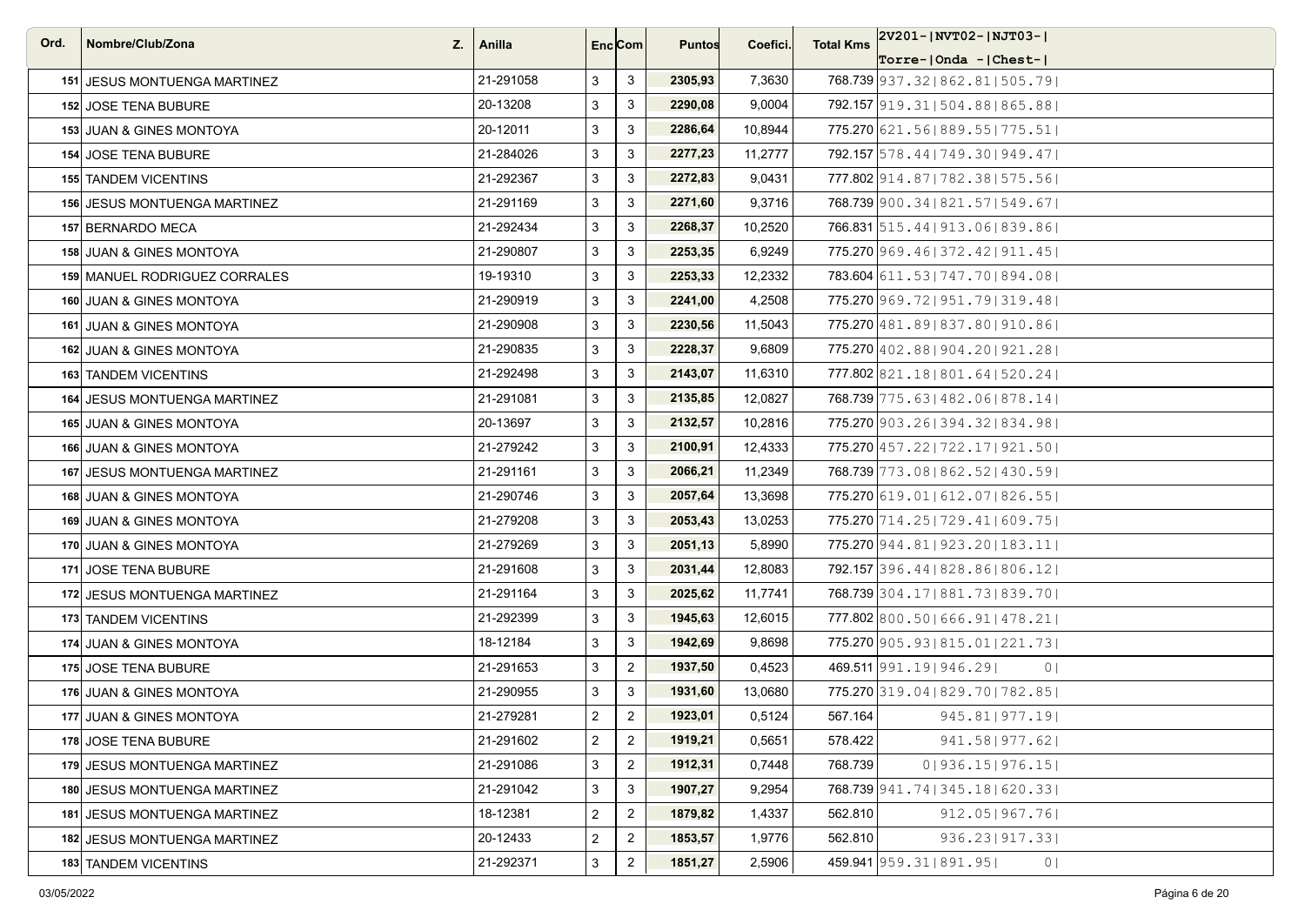| Ord. | Nombre/Club/Zona | Z. | Anilla | Enc | Com | Puntos | Coefici. | Total Kms | 2V201-\|NVT02-\|NJT03-\| Torre-\|Onda -\|Chest-\| |
|---|---|---|---|---|---|---|---|---|---|
| 151 | JESUS MONTUENGA MARTINEZ | | 21-291058 | 3 | 3 | 2305,93 | 7,3630 | 768.739 | 937.32\|862.81\|505.79\| |
| 152 | JOSE TENA BUBURE | | 20-13208 | 3 | 3 | 2290,08 | 9,0004 | 792.157 | 919.31\|504.88\|865.88\| |
| 153 | JUAN & GINES MONTOYA | | 20-12011 | 3 | 3 | 2286,64 | 10,8944 | 775.270 | 621.56\|889.55\|775.51\| |
| 154 | JOSE TENA BUBURE | | 21-284026 | 3 | 3 | 2277,23 | 11,2777 | 792.157 | 578.44\|749.30\|949.47\| |
| 155 | TANDEM VICENTINS | | 21-292367 | 3 | 3 | 2272,83 | 9,0431 | 777.802 | 914.87\|782.38\|575.56\| |
| 156 | JESUS MONTUENGA MARTINEZ | | 21-291169 | 3 | 3 | 2271,60 | 9,3716 | 768.739 | 900.34\|821.57\|549.67\| |
| 157 | BERNARDO MECA | | 21-292434 | 3 | 3 | 2268,37 | 10,2520 | 766.831 | 515.44\|913.06\|839.86\| |
| 158 | JUAN & GINES MONTOYA | | 21-290807 | 3 | 3 | 2253,35 | 6,9249 | 775.270 | 969.46\|372.42\|911.45\| |
| 159 | MANUEL RODRIGUEZ CORRALES | | 19-19310 | 3 | 3 | 2253,33 | 12,2332 | 783.604 | 611.53\|747.70\|894.08\| |
| 160 | JUAN & GINES MONTOYA | | 21-290919 | 3 | 3 | 2241,00 | 4,2508 | 775.270 | 969.72\|951.79\|319.48\| |
| 161 | JUAN & GINES MONTOYA | | 21-290908 | 3 | 3 | 2230,56 | 11,5043 | 775.270 | 481.89\|837.80\|910.86\| |
| 162 | JUAN & GINES MONTOYA | | 21-290835 | 3 | 3 | 2228,37 | 9,6809 | 775.270 | 402.88\|904.20\|921.28\| |
| 163 | TANDEM VICENTINS | | 21-292498 | 3 | 3 | 2143,07 | 11,6310 | 777.802 | 821.18\|801.64\|520.24\| |
| 164 | JESUS MONTUENGA MARTINEZ | | 21-291081 | 3 | 3 | 2135,85 | 12,0827 | 768.739 | 775.63\|482.06\|878.14\| |
| 165 | JUAN & GINES MONTOYA | | 20-13697 | 3 | 3 | 2132,57 | 10,2816 | 775.270 | 903.26\|394.32\|834.98\| |
| 166 | JUAN & GINES MONTOYA | | 21-279242 | 3 | 3 | 2100,91 | 12,4333 | 775.270 | 457.22\|722.17\|921.50\| |
| 167 | JESUS MONTUENGA MARTINEZ | | 21-291161 | 3 | 3 | 2066,21 | 11,2349 | 768.739 | 773.08\|862.52\|430.59\| |
| 168 | JUAN & GINES MONTOYA | | 21-290746 | 3 | 3 | 2057,64 | 13,3698 | 775.270 | 619.01\|612.07\|826.55\| |
| 169 | JUAN & GINES MONTOYA | | 21-279208 | 3 | 3 | 2053,43 | 13,0253 | 775.270 | 714.25\|729.41\|609.75\| |
| 170 | JUAN & GINES MONTOYA | | 21-279269 | 3 | 3 | 2051,13 | 5,8990 | 775.270 | 944.81\|923.20\|183.11\| |
| 171 | JOSE TENA BUBURE | | 21-291608 | 3 | 3 | 2031,44 | 12,8083 | 792.157 | 396.44\|828.86\|806.12\| |
| 172 | JESUS MONTUENGA MARTINEZ | | 21-291164 | 3 | 3 | 2025,62 | 11,7741 | 768.739 | 304.17\|881.73\|839.70\| |
| 173 | TANDEM VICENTINS | | 21-292399 | 3 | 3 | 1945,63 | 12,6015 | 777.802 | 800.50\|666.91\|478.21\| |
| 174 | JUAN & GINES MONTOYA | | 18-12184 | 3 | 3 | 1942,69 | 9,8698 | 775.270 | 905.93\|815.01\|221.73\| |
| 175 | JOSE TENA BUBURE | | 21-291653 | 3 | 2 | 1937,50 | 0,4523 | 469.511 | 991.19\|946.29\| 0\| |
| 176 | JUAN & GINES MONTOYA | | 21-290955 | 3 | 3 | 1931,60 | 13,0680 | 775.270 | 319.04\|829.70\|782.85\| |
| 177 | JUAN & GINES MONTOYA | | 21-279281 | 2 | 2 | 1923,01 | 0,5124 | 567.164 | 945.81\|977.19\| |
| 178 | JOSE TENA BUBURE | | 21-291602 | 2 | 2 | 1919,21 | 0,5651 | 578.422 | 941.58\|977.62\| |
| 179 | JESUS MONTUENGA MARTINEZ | | 21-291086 | 3 | 2 | 1912,31 | 0,7448 | 768.739 | 0\|936.15\|976.15\| |
| 180 | JESUS MONTUENGA MARTINEZ | | 21-291042 | 3 | 3 | 1907,27 | 9,2954 | 768.739 | 941.74\|345.18\|620.33\| |
| 181 | JESUS MONTUENGA MARTINEZ | | 18-12381 | 2 | 2 | 1879,82 | 1,4337 | 562.810 | 912.05\|967.76\| |
| 182 | JESUS MONTUENGA MARTINEZ | | 20-12433 | 2 | 2 | 1853,57 | 1,9776 | 562.810 | 936.23\|917.33\| |
| 183 | TANDEM VICENTINS | | 21-292371 | 3 | 2 | 1851,27 | 2,5906 | 459.941 | 959.31\|891.95\| 0\| |

03/05/2022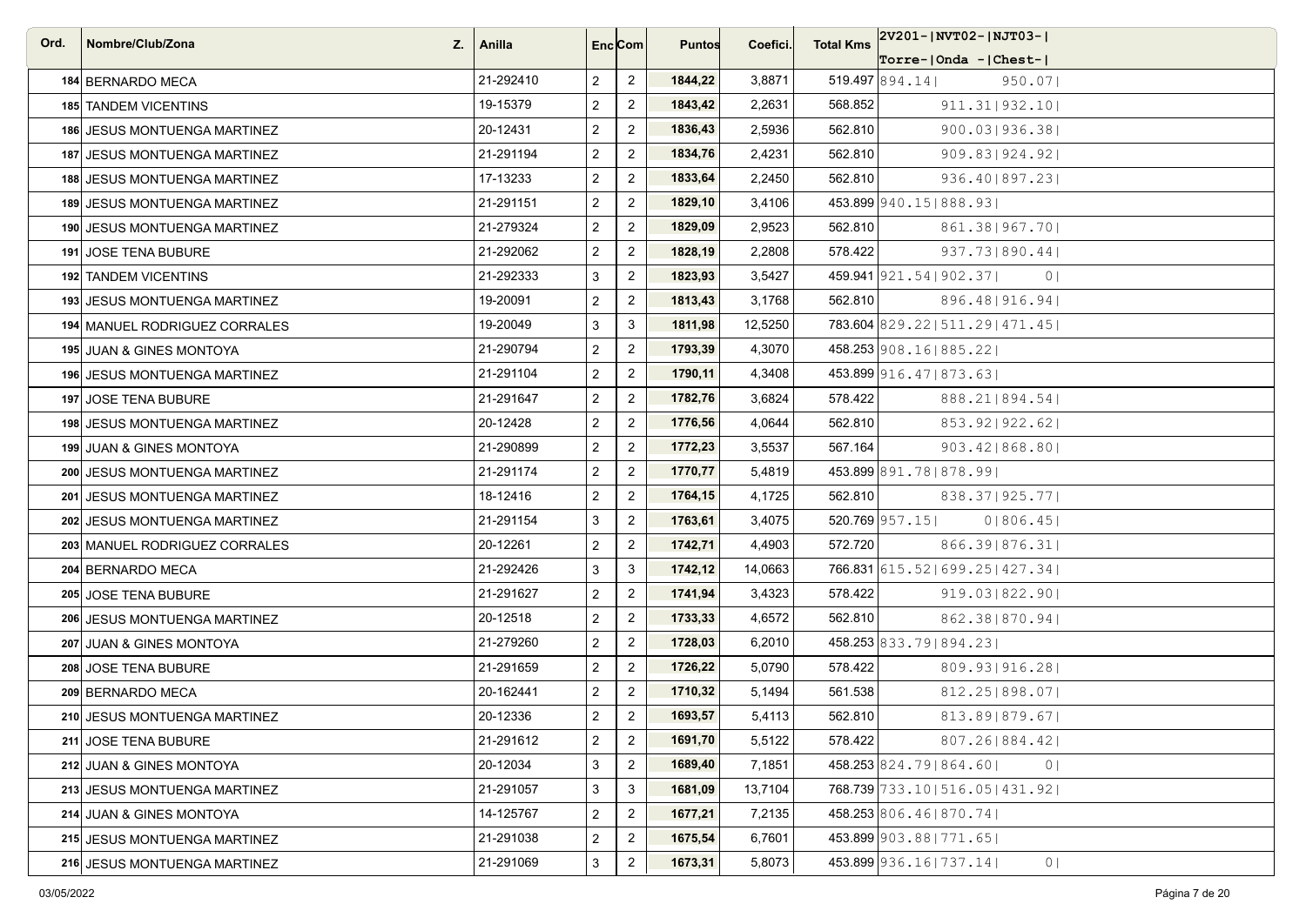| Ord. | Nombre/Club/Zona | Z. | Anilla | Enc | Com | Puntos | Coefici. | Total Kms | 2V201- Torre- | NVT02- Onda - | NJT03- Chest- |
|---|---|---|---|---|---|---|---|---|---|---|---|
| 184 | BERNARDO MECA | | 21-292410 | 2 | 2 | **1844,22** | 3,8871 | 519.497 | 894.14 | | 950.07 |
| 185 | TANDEM VICENTINS | | 19-15379 | 2 | 2 | **1843,42** | 2,2631 | 568.852 | | 911.31 | 932.10 |
| 186 | JESUS MONTUENGA MARTINEZ | | 20-12431 | 2 | 2 | **1836,43** | 2,5936 | 562.810 | | 900.03 | 936.38 |
| 187 | JESUS MONTUENGA MARTINEZ | | 21-291194 | 2 | 2 | **1834,76** | 2,4231 | 562.810 | | 909.83 | 924.92 |
| 188 | JESUS MONTUENGA MARTINEZ | | 17-13233 | 2 | 2 | **1833,64** | 2,2450 | 562.810 | | 936.40 | 897.23 |
| 189 | JESUS MONTUENGA MARTINEZ | | 21-291151 | 2 | 2 | **1829,10** | 3,4106 | 453.899 | 940.15 | 888.93 | |
| 190 | JESUS MONTUENGA MARTINEZ | | 21-279324 | 2 | 2 | **1829,09** | 2,9523 | 562.810 | | 861.38 | 967.70 |
| 191 | JOSE TENA BUBURE | | 21-292062 | 2 | 2 | **1828,19** | 2,2808 | 578.422 | | 937.73 | 890.44 |
| 192 | TANDEM VICENTINS | | 21-292333 | 3 | 2 | **1823,93** | 3,5427 | 459.941 | 921.54 | 902.37 | 0 |
| 193 | JESUS MONTUENGA MARTINEZ | | 19-20091 | 2 | 2 | **1813,43** | 3,1768 | 562.810 | | 896.48 | 916.94 |
| 194 | MANUEL RODRIGUEZ CORRALES | | 19-20049 | 3 | 3 | **1811,98** | 12,5250 | 783.604 | 829.22 | 511.29 | 471.45 |
| 195 | JUAN & GINES MONTOYA | | 21-290794 | 2 | 2 | **1793,39** | 4,3070 | 458.253 | 908.16 | 885.22 | |
| 196 | JESUS MONTUENGA MARTINEZ | | 21-291104 | 2 | 2 | **1790,11** | 4,3408 | 453.899 | 916.47 | 873.63 | |
| 197 | JOSE TENA BUBURE | | 21-291647 | 2 | 2 | **1782,76** | 3,6824 | 578.422 | | 888.21 | 894.54 |
| 198 | JESUS MONTUENGA MARTINEZ | | 20-12428 | 2 | 2 | **1776,56** | 4,0644 | 562.810 | | 853.92 | 922.62 |
| 199 | JUAN & GINES MONTOYA | | 21-290899 | 2 | 2 | **1772,23** | 3,5537 | 567.164 | | 903.42 | 868.80 |
| 200 | JESUS MONTUENGA MARTINEZ | | 21-291174 | 2 | 2 | **1770,77** | 5,4819 | 453.899 | 891.78 | 878.99 | |
| 201 | JESUS MONTUENGA MARTINEZ | | 18-12416 | 2 | 2 | **1764,15** | 4,1725 | 562.810 | | 838.37 | 925.77 |
| 202 | JESUS MONTUENGA MARTINEZ | | 21-291154 | 3 | 2 | **1763,61** | 3,4075 | 520.769 | 957.15 | 0 | 806.45 |
| 203 | MANUEL RODRIGUEZ CORRALES | | 20-12261 | 2 | 2 | **1742,71** | 4,4903 | 572.720 | | 866.39 | 876.31 |
| 204 | BERNARDO MECA | | 21-292426 | 3 | 3 | **1742,12** | 14,0663 | 766.831 | 615.52 | 699.25 | 427.34 |
| 205 | JOSE TENA BUBURE | | 21-291627 | 2 | 2 | **1741,94** | 3,4323 | 578.422 | | 919.03 | 822.90 |
| 206 | JESUS MONTUENGA MARTINEZ | | 20-12518 | 2 | 2 | **1733,33** | 4,6572 | 562.810 | | 862.38 | 870.94 |
| 207 | JUAN & GINES MONTOYA | | 21-279260 | 2 | 2 | **1728,03** | 6,2010 | 458.253 | 833.79 | 894.23 | |
| 208 | JOSE TENA BUBURE | | 21-291659 | 2 | 2 | **1726,22** | 5,0790 | 578.422 | | 809.93 | 916.28 |
| 209 | BERNARDO MECA | | 20-162441 | 2 | 2 | **1710,32** | 5,1494 | 561.538 | | 812.25 | 898.07 |
| 210 | JESUS MONTUENGA MARTINEZ | | 20-12336 | 2 | 2 | **1693,57** | 5,4113 | 562.810 | | 813.89 | 879.67 |
| 211 | JOSE TENA BUBURE | | 21-291612 | 2 | 2 | **1691,70** | 5,5122 | 578.422 | | 807.26 | 884.42 |
| 212 | JUAN & GINES MONTOYA | | 20-12034 | 3 | 2 | **1689,40** | 7,1851 | 458.253 | 824.79 | 864.60 | 0 |
| 213 | JESUS MONTUENGA MARTINEZ | | 21-291057 | 3 | 3 | **1681,09** | 13,7104 | 768.739 | 733.10 | 516.05 | 431.92 |
| 214 | JUAN & GINES MONTOYA | | 14-125767 | 2 | 2 | **1677,21** | 7,2135 | 458.253 | 806.46 | 870.74 | |
| 215 | JESUS MONTUENGA MARTINEZ | | 21-291038 | 2 | 2 | **1675,54** | 6,7601 | 453.899 | 903.88 | 771.65 | |
| 216 | JESUS MONTUENGA MARTINEZ | | 21-291069 | 3 | 2 | **1673,31** | 5,8073 | 453.899 | 936.16 | 737.14 | 0 |

03/05/2022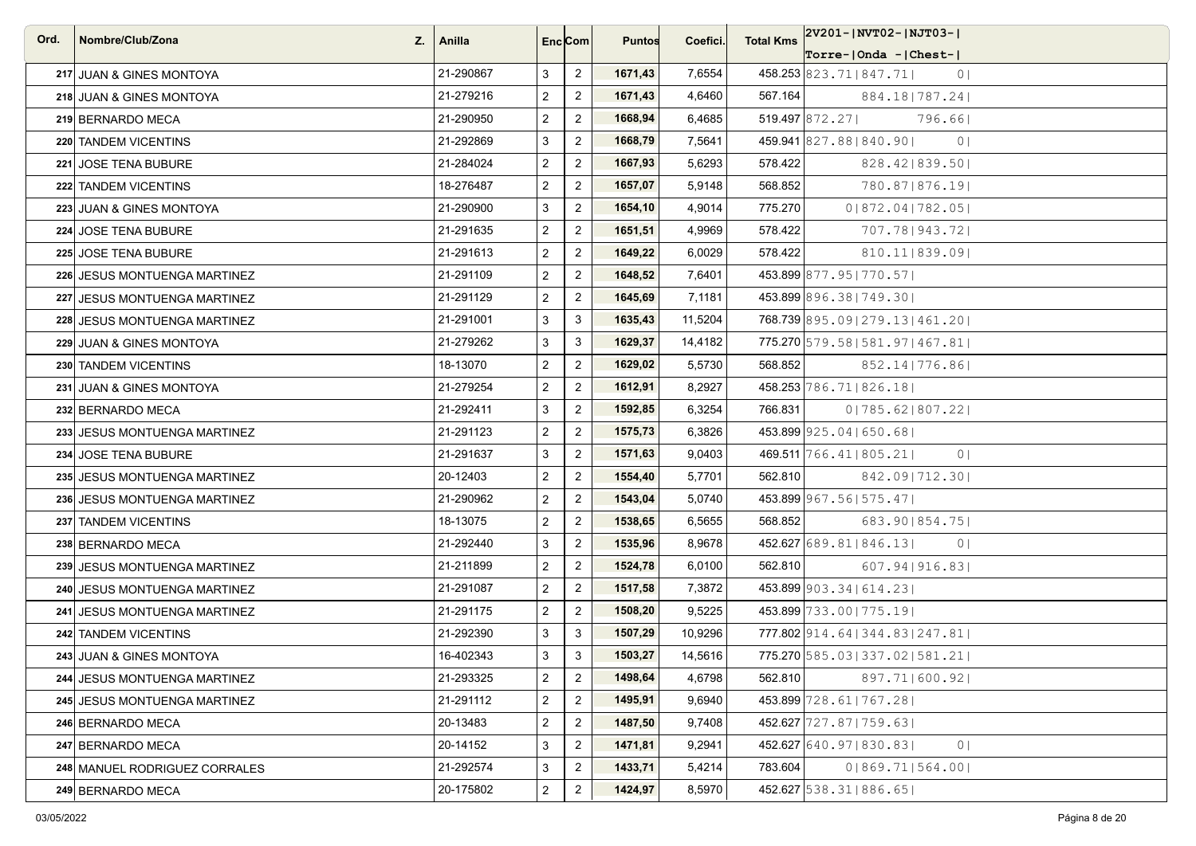| Ord. | Nombre/Club/Zona | Z. | Anilla | Enc | Com | Puntos | Coefici. | Total Kms | 2V201-\|NVT02-\|NJT03-\| Torre-\|Onda -\|Chest-\| |
|---|---|---|---|---|---|---|---|---|---|
| 217 | JUAN & GINES MONTOYA | | 21-290867 | 3 | 2 | 1671,43 | 7,6554 | 458.253 | 823.71\|847.71\| 0\| |
| 218 | JUAN & GINES MONTOYA | | 21-279216 | 2 | 2 | 1671,43 | 4,6460 | 567.164 | 884.18\|787.24\| |
| 219 | BERNARDO MECA | | 21-290950 | 2 | 2 | 1668,94 | 6,4685 | 519.497 | 872.27\| 796.66\| |
| 220 | TANDEM VICENTINS | | 21-292869 | 3 | 2 | 1668,79 | 7,5641 | 459.941 | 827.88\|840.90\| 0\| |
| 221 | JOSE TENA BUBURE | | 21-284024 | 2 | 2 | 1667,93 | 5,6293 | 578.422 | 828.42\|839.50\| |
| 222 | TANDEM VICENTINS | | 18-276487 | 2 | 2 | 1657,07 | 5,9148 | 568.852 | 780.87\|876.19\| |
| 223 | JUAN & GINES MONTOYA | | 21-290900 | 3 | 2 | 1654,10 | 4,9014 | 775.270 | 0\|872.04\|782.05\| |
| 224 | JOSE TENA BUBURE | | 21-291635 | 2 | 2 | 1651,51 | 4,9969 | 578.422 | 707.78\|943.72\| |
| 225 | JOSE TENA BUBURE | | 21-291613 | 2 | 2 | 1649,22 | 6,0029 | 578.422 | 810.11\|839.09\| |
| 226 | JESUS MONTUENGA MARTINEZ | | 21-291109 | 2 | 2 | 1648,52 | 7,6401 | 453.899 | 877.95\|770.57\| |
| 227 | JESUS MONTUENGA MARTINEZ | | 21-291129 | 2 | 2 | 1645,69 | 7,1181 | 453.899 | 896.38\|749.30\| |
| 228 | JESUS MONTUENGA MARTINEZ | | 21-291001 | 3 | 3 | 1635,43 | 11,5204 | 768.739 | 895.09\|279.13\|461.20\| |
| 229 | JUAN & GINES MONTOYA | | 21-279262 | 3 | 3 | 1629,37 | 14,4182 | 775.270 | 579.58\|581.97\|467.81\| |
| 230 | TANDEM VICENTINS | | 18-13070 | 2 | 2 | 1629,02 | 5,5730 | 568.852 | 852.14\|776.86\| |
| 231 | JUAN & GINES MONTOYA | | 21-279254 | 2 | 2 | 1612,91 | 8,2927 | 458.253 | 786.71\|826.18\| |
| 232 | BERNARDO MECA | | 21-292411 | 3 | 2 | 1592,85 | 6,3254 | 766.831 | 0\|785.62\|807.22\| |
| 233 | JESUS MONTUENGA MARTINEZ | | 21-291123 | 2 | 2 | 1575,73 | 6,3826 | 453.899 | 925.04\|650.68\| |
| 234 | JOSE TENA BUBURE | | 21-291637 | 3 | 2 | 1571,63 | 9,0403 | 469.511 | 766.41\|805.21\| 0\| |
| 235 | JESUS MONTUENGA MARTINEZ | | 20-12403 | 2 | 2 | 1554,40 | 5,7701 | 562.810 | 842.09\|712.30\| |
| 236 | JESUS MONTUENGA MARTINEZ | | 21-290962 | 2 | 2 | 1543,04 | 5,0740 | 453.899 | 967.56\|575.47\| |
| 237 | TANDEM VICENTINS | | 18-13075 | 2 | 2 | 1538,65 | 6,5655 | 568.852 | 683.90\|854.75\| |
| 238 | BERNARDO MECA | | 21-292440 | 3 | 2 | 1535,96 | 8,9678 | 452.627 | 689.81\|846.13\| 0\| |
| 239 | JESUS MONTUENGA MARTINEZ | | 21-211899 | 2 | 2 | 1524,78 | 6,0100 | 562.810 | 607.94\|916.83\| |
| 240 | JESUS MONTUENGA MARTINEZ | | 21-291087 | 2 | 2 | 1517,58 | 7,3872 | 453.899 | 903.34\|614.23\| |
| 241 | JESUS MONTUENGA MARTINEZ | | 21-291175 | 2 | 2 | 1508,20 | 9,5225 | 453.899 | 733.00\|775.19\| |
| 242 | TANDEM VICENTINS | | 21-292390 | 3 | 3 | 1507,29 | 10,9296 | 777.802 | 914.64\|344.83\|247.81\| |
| 243 | JUAN & GINES MONTOYA | | 16-402343 | 3 | 3 | 1503,27 | 14,5616 | 775.270 | 585.03\|337.02\|581.21\| |
| 244 | JESUS MONTUENGA MARTINEZ | | 21-293325 | 2 | 2 | 1498,64 | 4,6798 | 562.810 | 897.71\|600.92\| |
| 245 | JESUS MONTUENGA MARTINEZ | | 21-291112 | 2 | 2 | 1495,91 | 9,6940 | 453.899 | 728.61\|767.28\| |
| 246 | BERNARDO MECA | | 20-13483 | 2 | 2 | 1487,50 | 9,7408 | 452.627 | 727.87\|759.63\| |
| 247 | BERNARDO MECA | | 20-14152 | 3 | 2 | 1471,81 | 9,2941 | 452.627 | 640.97\|830.83\| 0\| |
| 248 | MANUEL RODRIGUEZ CORRALES | | 21-292574 | 3 | 2 | 1433,71 | 5,4214 | 783.604 | 0\|869.71\|564.00\| |
| 249 | BERNARDO MECA | | 20-175802 | 2 | 2 | 1424,97 | 8,5970 | 452.627 | 538.31\|886.65\| |

03/05/2022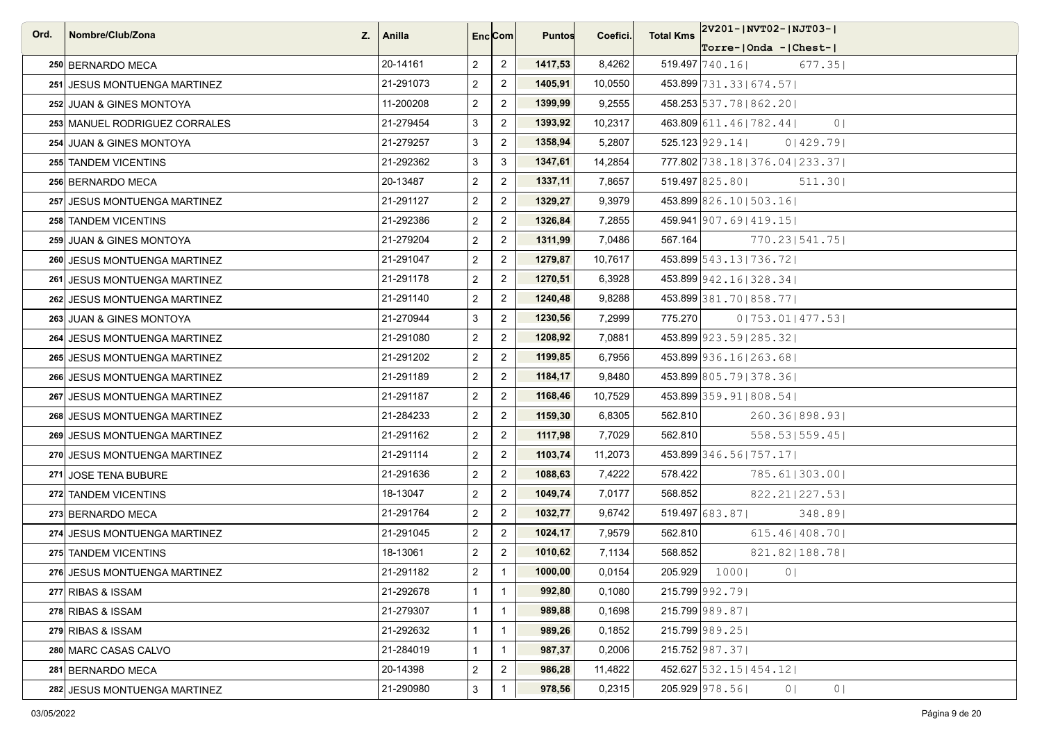| Ord. | Nombre/Club/Zona | Z. | Anilla | Enc | Com | Puntos | Coefici. | Total Kms | 2V201-\|NVT02-\|NJT03-\| Torre-\|Onda -\|Chest-\| |
|---|---|---|---|---|---|---|---|---|---|
| 250 | BERNARDO MECA | | 20-14161 | 2 | 2 | 1417,53 | 8,4262 | 519.497 | 740.16\| 677.35\| |
| 251 | JESUS MONTUENGA MARTINEZ | | 21-291073 | 2 | 2 | 1405,91 | 10,0550 | 453.899 | 731.33\|674.57\| |
| 252 | JUAN & GINES MONTOYA | | 11-200208 | 2 | 2 | 1399,99 | 9,2555 | 458.253 | 537.78\|862.20\| |
| 253 | MANUEL RODRIGUEZ CORRALES | | 21-279454 | 3 | 2 | 1393,92 | 10,2317 | 463.809 | 611.46\|782.44\| 0\| |
| 254 | JUAN & GINES MONTOYA | | 21-279257 | 3 | 2 | 1358,94 | 5,2807 | 525.123 | 929.14\| 0\|429.79\| |
| 255 | TANDEM VICENTINS | | 21-292362 | 3 | 3 | 1347,61 | 14,2854 | 777.802 | 738.18\|376.04\|233.37\| |
| 256 | BERNARDO MECA | | 20-13487 | 2 | 2 | 1337,11 | 7,8657 | 519.497 | 825.80\| 511.30\| |
| 257 | JESUS MONTUENGA MARTINEZ | | 21-291127 | 2 | 2 | 1329,27 | 9,3979 | 453.899 | 826.10\|503.16\| |
| 258 | TANDEM VICENTINS | | 21-292386 | 2 | 2 | 1326,84 | 7,2855 | 459.941 | 907.69\|419.15\| |
| 259 | JUAN & GINES MONTOYA | | 21-279204 | 2 | 2 | 1311,99 | 7,0486 | 567.164 | 770.23\|541.75\| |
| 260 | JESUS MONTUENGA MARTINEZ | | 21-291047 | 2 | 2 | 1279,87 | 10,7617 | 453.899 | 543.13\|736.72\| |
| 261 | JESUS MONTUENGA MARTINEZ | | 21-291178 | 2 | 2 | 1270,51 | 6,3928 | 453.899 | 942.16\|328.34\| |
| 262 | JESUS MONTUENGA MARTINEZ | | 21-291140 | 2 | 2 | 1240,48 | 9,8288 | 453.899 | 381.70\|858.77\| |
| 263 | JUAN & GINES MONTOYA | | 21-270944 | 3 | 2 | 1230,56 | 7,2999 | 775.270 | 0\|753.01\|477.53\| |
| 264 | JESUS MONTUENGA MARTINEZ | | 21-291080 | 2 | 2 | 1208,92 | 7,0881 | 453.899 | 923.59\|285.32\| |
| 265 | JESUS MONTUENGA MARTINEZ | | 21-291202 | 2 | 2 | 1199,85 | 6,7956 | 453.899 | 936.16\|263.68\| |
| 266 | JESUS MONTUENGA MARTINEZ | | 21-291189 | 2 | 2 | 1184,17 | 9,8480 | 453.899 | 805.79\|378.36\| |
| 267 | JESUS MONTUENGA MARTINEZ | | 21-291187 | 2 | 2 | 1168,46 | 10,7529 | 453.899 | 359.91\|808.54\| |
| 268 | JESUS MONTUENGA MARTINEZ | | 21-284233 | 2 | 2 | 1159,30 | 6,8305 | 562.810 | 260.36\|898.93\| |
| 269 | JESUS MONTUENGA MARTINEZ | | 21-291162 | 2 | 2 | 1117,98 | 7,7029 | 562.810 | 558.53\|559.45\| |
| 270 | JESUS MONTUENGA MARTINEZ | | 21-291114 | 2 | 2 | 1103,74 | 11,2073 | 453.899 | 346.56\|757.17\| |
| 271 | JOSE TENA BUBURE | | 21-291636 | 2 | 2 | 1088,63 | 7,4222 | 578.422 | 785.61\|303.00\| |
| 272 | TANDEM VICENTINS | | 18-13047 | 2 | 2 | 1049,74 | 7,0177 | 568.852 | 822.21\|227.53\| |
| 273 | BERNARDO MECA | | 21-291764 | 2 | 2 | 1032,77 | 9,6742 | 519.497 | 683.87\| 348.89\| |
| 274 | JESUS MONTUENGA MARTINEZ | | 21-291045 | 2 | 2 | 1024,17 | 7,9579 | 562.810 | 615.46\|408.70\| |
| 275 | TANDEM VICENTINS | | 18-13061 | 2 | 2 | 1010,62 | 7,1134 | 568.852 | 821.82\|188.78\| |
| 276 | JESUS MONTUENGA MARTINEZ | | 21-291182 | 2 | 1 | 1000,00 | 0,0154 | 205.929 | 1000\| 0\| |
| 277 | RIBAS & ISSAM | | 21-292678 | 1 | 1 | 992,80 | 0,1080 | 215.799 | 992.79\| |
| 278 | RIBAS & ISSAM | | 21-279307 | 1 | 1 | 989,88 | 0,1698 | 215.799 | 989.87\| |
| 279 | RIBAS & ISSAM | | 21-292632 | 1 | 1 | 989,26 | 0,1852 | 215.799 | 989.25\| |
| 280 | MARC CASAS CALVO | | 21-284019 | 1 | 1 | 987,37 | 0,2006 | 215.752 | 987.37\| |
| 281 | BERNARDO MECA | | 20-14398 | 2 | 2 | 986,28 | 11,4822 | 452.627 | 532.15\|454.12\| |
| 282 | JESUS MONTUENGA MARTINEZ | | 21-290980 | 3 | 1 | 978,56 | 0,2315 | 205.929 | 978.56\| 0\| 0\| |

03/05/2022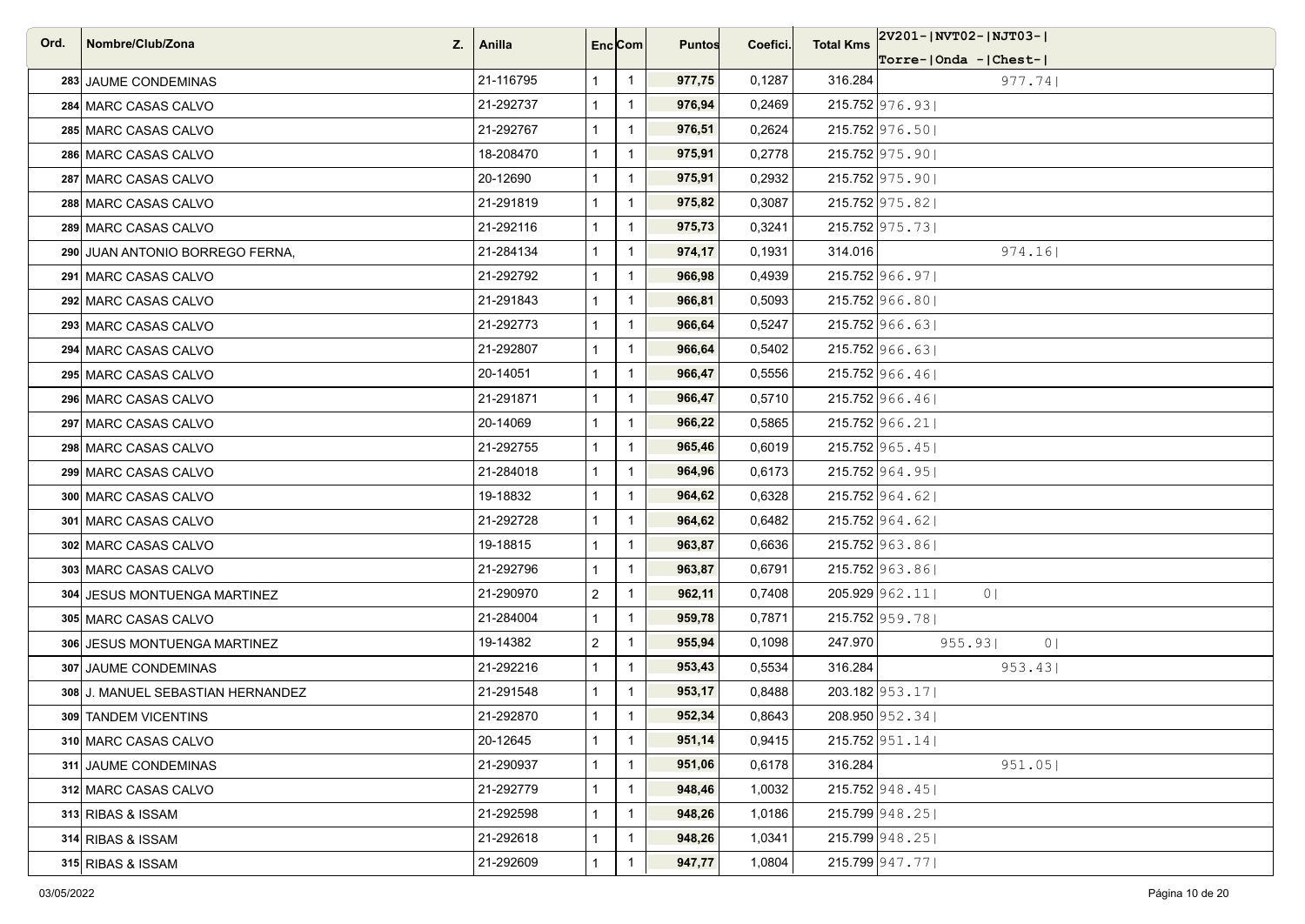| Ord. | Nombre/Club/Zona | Z. | Anilla | Enc | Com | Puntos | Coefici. | Total Kms | 2V201-\|NVT02-\|NJT03-\| Torre-\|Onda -\|Chest-\| |
|---|---|---|---|---|---|---|---|---|---|
| 283 | JAUME CONDEMINAS | | 21-116795 | 1 | 1 | 977,75 | 0,1287 | 316.284 | 977.74\| |
| 284 | MARC CASAS CALVO | | 21-292737 | 1 | 1 | 976,94 | 0,2469 | 215.752 | 976.93\| |
| 285 | MARC CASAS CALVO | | 21-292767 | 1 | 1 | 976,51 | 0,2624 | 215.752 | 976.50\| |
| 286 | MARC CASAS CALVO | | 18-208470 | 1 | 1 | 975,91 | 0,2778 | 215.752 | 975.90\| |
| 287 | MARC CASAS CALVO | | 20-12690 | 1 | 1 | 975,91 | 0,2932 | 215.752 | 975.90\| |
| 288 | MARC CASAS CALVO | | 21-291819 | 1 | 1 | 975,82 | 0,3087 | 215.752 | 975.82\| |
| 289 | MARC CASAS CALVO | | 21-292116 | 1 | 1 | 975,73 | 0,3241 | 215.752 | 975.73\| |
| 290 | JUAN ANTONIO BORREGO FERNA, | | 21-284134 | 1 | 1 | 974,17 | 0,1931 | 314.016 | 974.16\| |
| 291 | MARC CASAS CALVO | | 21-292792 | 1 | 1 | 966,98 | 0,4939 | 215.752 | 966.97\| |
| 292 | MARC CASAS CALVO | | 21-291843 | 1 | 1 | 966,81 | 0,5093 | 215.752 | 966.80\| |
| 293 | MARC CASAS CALVO | | 21-292773 | 1 | 1 | 966,64 | 0,5247 | 215.752 | 966.63\| |
| 294 | MARC CASAS CALVO | | 21-292807 | 1 | 1 | 966,64 | 0,5402 | 215.752 | 966.63\| |
| 295 | MARC CASAS CALVO | | 20-14051 | 1 | 1 | 966,47 | 0,5556 | 215.752 | 966.46\| |
| 296 | MARC CASAS CALVO | | 21-291871 | 1 | 1 | 966,47 | 0,5710 | 215.752 | 966.46\| |
| 297 | MARC CASAS CALVO | | 20-14069 | 1 | 1 | 966,22 | 0,5865 | 215.752 | 966.21\| |
| 298 | MARC CASAS CALVO | | 21-292755 | 1 | 1 | 965,46 | 0,6019 | 215.752 | 965.45\| |
| 299 | MARC CASAS CALVO | | 21-284018 | 1 | 1 | 964,96 | 0,6173 | 215.752 | 964.95\| |
| 300 | MARC CASAS CALVO | | 19-18832 | 1 | 1 | 964,62 | 0,6328 | 215.752 | 964.62\| |
| 301 | MARC CASAS CALVO | | 21-292728 | 1 | 1 | 964,62 | 0,6482 | 215.752 | 964.62\| |
| 302 | MARC CASAS CALVO | | 19-18815 | 1 | 1 | 963,87 | 0,6636 | 215.752 | 963.86\| |
| 303 | MARC CASAS CALVO | | 21-292796 | 1 | 1 | 963,87 | 0,6791 | 215.752 | 963.86\| |
| 304 | JESUS MONTUENGA MARTINEZ | | 21-290970 | 2 | 1 | 962,11 | 0,7408 | 205.929 | 962.11\| 0\| |
| 305 | MARC CASAS CALVO | | 21-284004 | 1 | 1 | 959,78 | 0,7871 | 215.752 | 959.78\| |
| 306 | JESUS MONTUENGA MARTINEZ | | 19-14382 | 2 | 1 | 955,94 | 0,1098 | 247.970 | 955.93\| 0\| |
| 307 | JAUME CONDEMINAS | | 21-292216 | 1 | 1 | 953,43 | 0,5534 | 316.284 | 953.43\| |
| 308 | J. MANUEL SEBASTIAN HERNANDEZ | | 21-291548 | 1 | 1 | 953,17 | 0,8488 | 203.182 | 953.17\| |
| 309 | TANDEM VICENTINS | | 21-292870 | 1 | 1 | 952,34 | 0,8643 | 208.950 | 952.34\| |
| 310 | MARC CASAS CALVO | | 20-12645 | 1 | 1 | 951,14 | 0,9415 | 215.752 | 951.14\| |
| 311 | JAUME CONDEMINAS | | 21-290937 | 1 | 1 | 951,06 | 0,6178 | 316.284 | 951.05\| |
| 312 | MARC CASAS CALVO | | 21-292779 | 1 | 1 | 948,46 | 1,0032 | 215.752 | 948.45\| |
| 313 | RIBAS & ISSAM | | 21-292598 | 1 | 1 | 948,26 | 1,0186 | 215.799 | 948.25\| |
| 314 | RIBAS & ISSAM | | 21-292618 | 1 | 1 | 948,26 | 1,0341 | 215.799 | 948.25\| |
| 315 | RIBAS & ISSAM | | 21-292609 | 1 | 1 | 947,77 | 1,0804 | 215.799 | 947.77\| |

03/05/2022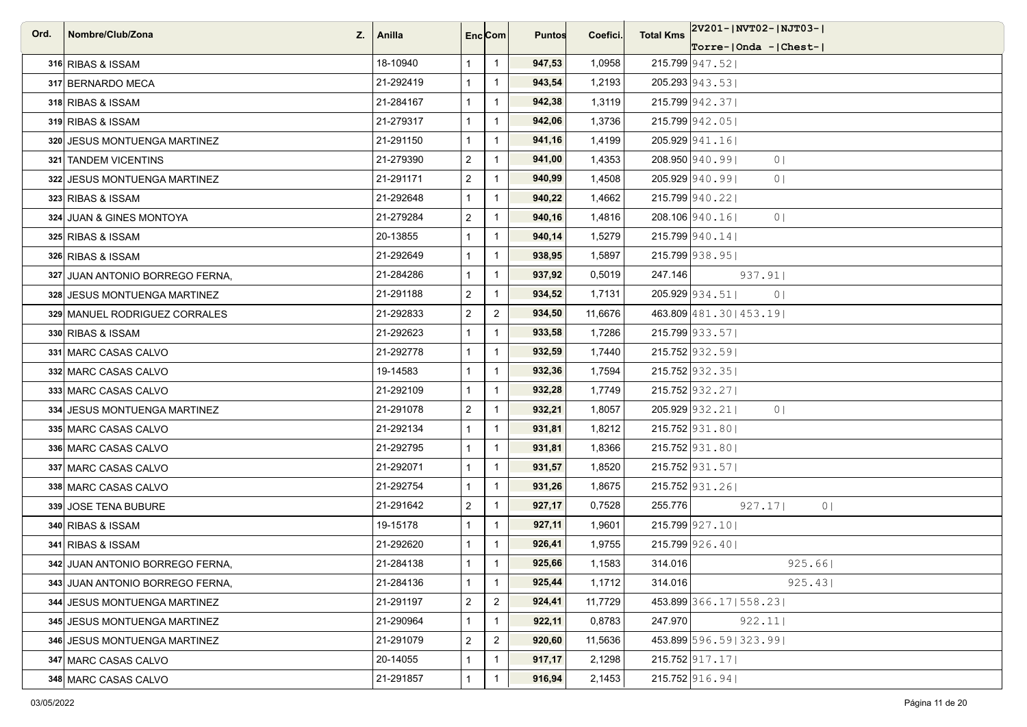| Ord. | Nombre/Club/Zona | Z. | Anilla | Enc | Com | Puntos | Coefici. | Total Kms | 2V201- Torre- | NVT02- Onda - | NJT03- Chest- |
|---|---|---|---|---|---|---|---|---|---|---|---|
| 316 | RIBAS & ISSAM | | 18-10940 | 1 | 1 | **947,53** | 1,0958 | 215.799 | 947.52 | | |
| 317 | BERNARDO MECA | | 21-292419 | 1 | 1 | **943,54** | 1,2193 | 205.293 | 943.53 | | |
| 318 | RIBAS & ISSAM | | 21-284167 | 1 | 1 | **942,38** | 1,3119 | 215.799 | 942.37 | | |
| 319 | RIBAS & ISSAM | | 21-279317 | 1 | 1 | **942,06** | 1,3736 | 215.799 | 942.05 | | |
| 320 | JESUS MONTUENGA MARTINEZ | | 21-291150 | 1 | 1 | **941,16** | 1,4199 | 205.929 | 941.16 | | |
| 321 | TANDEM VICENTINS | | 21-279390 | 2 | 1 | **941,00** | 1,4353 | 208.950 | 940.99 | 0 | |
| 322 | JESUS MONTUENGA MARTINEZ | | 21-291171 | 2 | 1 | **940,99** | 1,4508 | 205.929 | 940.99 | 0 | |
| 323 | RIBAS & ISSAM | | 21-292648 | 1 | 1 | **940,22** | 1,4662 | 215.799 | 940.22 | | |
| 324 | JUAN & GINES MONTOYA | | 21-279284 | 2 | 1 | **940,16** | 1,4816 | 208.106 | 940.16 | 0 | |
| 325 | RIBAS & ISSAM | | 20-13855 | 1 | 1 | **940,14** | 1,5279 | 215.799 | 940.14 | | |
| 326 | RIBAS & ISSAM | | 21-292649 | 1 | 1 | **938,95** | 1,5897 | 215.799 | 938.95 | | |
| 327 | JUAN ANTONIO BORREGO FERNA, | | 21-284286 | 1 | 1 | **937,92** | 0,5019 | 247.146 | | 937.91 | |
| 328 | JESUS MONTUENGA MARTINEZ | | 21-291188 | 2 | 1 | **934,52** | 1,7131 | 205.929 | 934.51 | 0 | |
| 329 | MANUEL RODRIGUEZ CORRALES | | 21-292833 | 2 | 2 | **934,50** | 11,6676 | 463.809 | 481.30 | 453.19 | |
| 330 | RIBAS & ISSAM | | 21-292623 | 1 | 1 | **933,58** | 1,7286 | 215.799 | 933.57 | | |
| 331 | MARC CASAS CALVO | | 21-292778 | 1 | 1 | **932,59** | 1,7440 | 215.752 | 932.59 | | |
| 332 | MARC CASAS CALVO | | 19-14583 | 1 | 1 | **932,36** | 1,7594 | 215.752 | 932.35 | | |
| 333 | MARC CASAS CALVO | | 21-292109 | 1 | 1 | **932,28** | 1,7749 | 215.752 | 932.27 | | |
| 334 | JESUS MONTUENGA MARTINEZ | | 21-291078 | 2 | 1 | **932,21** | 1,8057 | 205.929 | 932.21 | 0 | |
| 335 | MARC CASAS CALVO | | 21-292134 | 1 | 1 | **931,81** | 1,8212 | 215.752 | 931.80 | | |
| 336 | MARC CASAS CALVO | | 21-292795 | 1 | 1 | **931,81** | 1,8366 | 215.752 | 931.80 | | |
| 337 | MARC CASAS CALVO | | 21-292071 | 1 | 1 | **931,57** | 1,8520 | 215.752 | 931.57 | | |
| 338 | MARC CASAS CALVO | | 21-292754 | 1 | 1 | **931,26** | 1,8675 | 215.752 | 931.26 | | |
| 339 | JOSE TENA BUBURE | | 21-291642 | 2 | 1 | **927,17** | 0,7528 | 255.776 | | 927.17 | 0 |
| 340 | RIBAS & ISSAM | | 19-15178 | 1 | 1 | **927,11** | 1,9601 | 215.799 | 927.10 | | |
| 341 | RIBAS & ISSAM | | 21-292620 | 1 | 1 | **926,41** | 1,9755 | 215.799 | 926.40 | | |
| 342 | JUAN ANTONIO BORREGO FERNA, | | 21-284138 | 1 | 1 | **925,66** | 1,1583 | 314.016 | | | 925.66 |
| 343 | JUAN ANTONIO BORREGO FERNA, | | 21-284136 | 1 | 1 | **925,44** | 1,1712 | 314.016 | | | 925.43 |
| 344 | JESUS MONTUENGA MARTINEZ | | 21-291197 | 2 | 2 | **924,41** | 11,7729 | 453.899 | 366.17 | 558.23 | |
| 345 | JESUS MONTUENGA MARTINEZ | | 21-290964 | 1 | 1 | **922,11** | 0,8783 | 247.970 | | 922.11 | |
| 346 | JESUS MONTUENGA MARTINEZ | | 21-291079 | 2 | 2 | **920,60** | 11,5636 | 453.899 | 596.59 | 323.99 | |
| 347 | MARC CASAS CALVO | | 20-14055 | 1 | 1 | **917,17** | 2,1298 | 215.752 | 917.17 | | |
| 348 | MARC CASAS CALVO | | 21-291857 | 1 | 1 | **916,94** | 2,1453 | 215.752 | 916.94 | | |

03/05/2022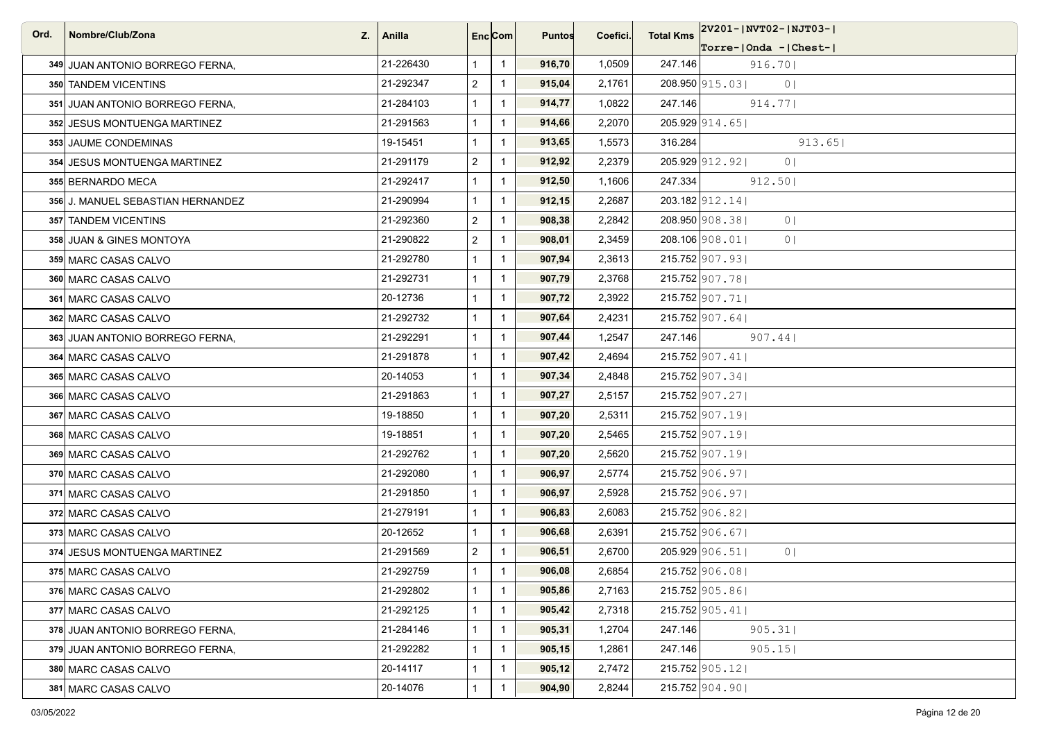| Ord. | Nombre/Club/Zona | Z. | Anilla | Enc | Com | Puntos | Coefici. | Total Kms | 2V201-\|NVT02-\|NJT03-\| Torre-\|Onda -\|Chest-\| |
|---|---|---|---|---|---|---|---|---|---|
| 349 | JUAN ANTONIO BORREGO FERNA, | | 21-226430 | 1 | 1 | 916,70 | 1,0509 | 247.146 | 916.70\| |
| 350 | TANDEM VICENTINS | | 21-292347 | 2 | 1 | 915,04 | 2,1761 | 208.950 | 915.03\| 0\| |
| 351 | JUAN ANTONIO BORREGO FERNA, | | 21-284103 | 1 | 1 | 914,77 | 1,0822 | 247.146 | 914.77\| |
| 352 | JESUS MONTUENGA MARTINEZ | | 21-291563 | 1 | 1 | 914,66 | 2,2070 | 205.929 | 914.65\| |
| 353 | JAUME CONDEMINAS | | 19-15451 | 1 | 1 | 913,65 | 1,5573 | 316.284 | 913.65\| |
| 354 | JESUS MONTUENGA MARTINEZ | | 21-291179 | 2 | 1 | 912,92 | 2,2379 | 205.929 | 912.92\| 0\| |
| 355 | BERNARDO MECA | | 21-292417 | 1 | 1 | 912,50 | 1,1606 | 247.334 | 912.50\| |
| 356 | J. MANUEL SEBASTIAN HERNANDEZ | | 21-290994 | 1 | 1 | 912,15 | 2,2687 | 203.182 | 912.14\| |
| 357 | TANDEM VICENTINS | | 21-292360 | 2 | 1 | 908,38 | 2,2842 | 208.950 | 908.38\| 0\| |
| 358 | JUAN & GINES MONTOYA | | 21-290822 | 2 | 1 | 908,01 | 2,3459 | 208.106 | 908.01\| 0\| |
| 359 | MARC CASAS CALVO | | 21-292780 | 1 | 1 | 907,94 | 2,3613 | 215.752 | 907.93\| |
| 360 | MARC CASAS CALVO | | 21-292731 | 1 | 1 | 907,79 | 2,3768 | 215.752 | 907.78\| |
| 361 | MARC CASAS CALVO | | 20-12736 | 1 | 1 | 907,72 | 2,3922 | 215.752 | 907.71\| |
| 362 | MARC CASAS CALVO | | 21-292732 | 1 | 1 | 907,64 | 2,4231 | 215.752 | 907.64\| |
| 363 | JUAN ANTONIO BORREGO FERNA, | | 21-292291 | 1 | 1 | 907,44 | 1,2547 | 247.146 | 907.44\| |
| 364 | MARC CASAS CALVO | | 21-291878 | 1 | 1 | 907,42 | 2,4694 | 215.752 | 907.41\| |
| 365 | MARC CASAS CALVO | | 20-14053 | 1 | 1 | 907,34 | 2,4848 | 215.752 | 907.34\| |
| 366 | MARC CASAS CALVO | | 21-291863 | 1 | 1 | 907,27 | 2,5157 | 215.752 | 907.27\| |
| 367 | MARC CASAS CALVO | | 19-18850 | 1 | 1 | 907,20 | 2,5311 | 215.752 | 907.19\| |
| 368 | MARC CASAS CALVO | | 19-18851 | 1 | 1 | 907,20 | 2,5465 | 215.752 | 907.19\| |
| 369 | MARC CASAS CALVO | | 21-292762 | 1 | 1 | 907,20 | 2,5620 | 215.752 | 907.19\| |
| 370 | MARC CASAS CALVO | | 21-292080 | 1 | 1 | 906,97 | 2,5774 | 215.752 | 906.97\| |
| 371 | MARC CASAS CALVO | | 21-291850 | 1 | 1 | 906,97 | 2,5928 | 215.752 | 906.97\| |
| 372 | MARC CASAS CALVO | | 21-279191 | 1 | 1 | 906,83 | 2,6083 | 215.752 | 906.82\| |
| 373 | MARC CASAS CALVO | | 20-12652 | 1 | 1 | 906,68 | 2,6391 | 215.752 | 906.67\| |
| 374 | JESUS MONTUENGA MARTINEZ | | 21-291569 | 2 | 1 | 906,51 | 2,6700 | 205.929 | 906.51\| 0\| |
| 375 | MARC CASAS CALVO | | 21-292759 | 1 | 1 | 906,08 | 2,6854 | 215.752 | 906.08\| |
| 376 | MARC CASAS CALVO | | 21-292802 | 1 | 1 | 905,86 | 2,7163 | 215.752 | 905.86\| |
| 377 | MARC CASAS CALVO | | 21-292125 | 1 | 1 | 905,42 | 2,7318 | 215.752 | 905.41\| |
| 378 | JUAN ANTONIO BORREGO FERNA, | | 21-284146 | 1 | 1 | 905,31 | 1,2704 | 247.146 | 905.31\| |
| 379 | JUAN ANTONIO BORREGO FERNA, | | 21-292282 | 1 | 1 | 905,15 | 1,2861 | 247.146 | 905.15\| |
| 380 | MARC CASAS CALVO | | 20-14117 | 1 | 1 | 905,12 | 2,7472 | 215.752 | 905.12\| |
| 381 | MARC CASAS CALVO | | 20-14076 | 1 | 1 | 904,90 | 2,8244 | 215.752 | 904.90\| |

03/05/2022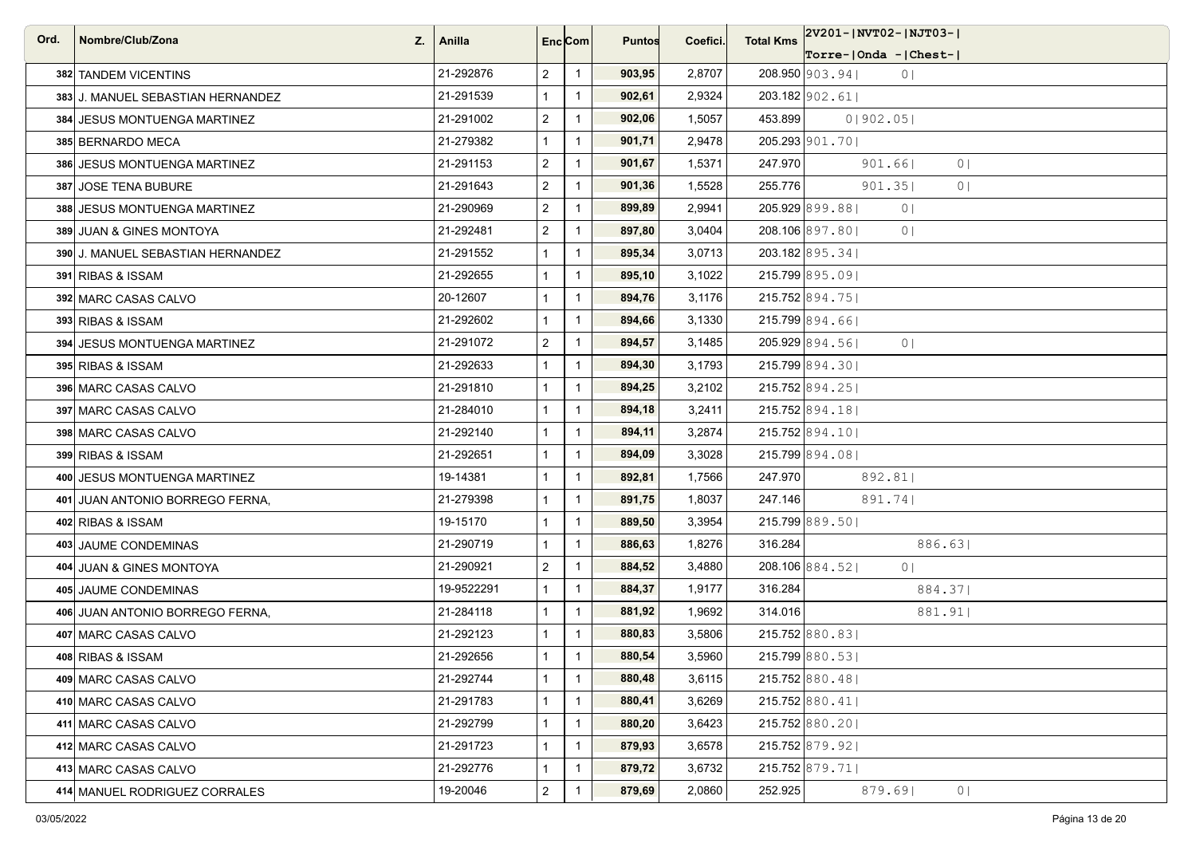| Ord. | Nombre/Club/Zona | Z. | Anilla | Enc | Com | Puntos | Coefici. | Total Kms | 2V201- Torre- | NVT02- Onda - | NJT03- Chest- |
|---|---|---|---|---|---|---|---|---|---|---|---|
| 382 | TANDEM VICENTINS | | 21-292876 | 2 | 1 | **903,95** | 2,8707 | 208.950 | 903.94 | 0 | |
| 383 | J. MANUEL SEBASTIAN HERNANDEZ | | 21-291539 | 1 | 1 | **902,61** | 2,9324 | 203.182 | 902.61 | | |
| 384 | JESUS MONTUENGA MARTINEZ | | 21-291002 | 2 | 1 | **902,06** | 1,5057 | 453.899 | 0 | 902.05 | |
| 385 | BERNARDO MECA | | 21-279382 | 1 | 1 | **901,71** | 2,9478 | 205.293 | 901.70 | | |
| 386 | JESUS MONTUENGA MARTINEZ | | 21-291153 | 2 | 1 | **901,67** | 1,5371 | 247.970 | | 901.66 | 0 |
| 387 | JOSE TENA BUBURE | | 21-291643 | 2 | 1 | **901,36** | 1,5528 | 255.776 | | 901.35 | 0 |
| 388 | JESUS MONTUENGA MARTINEZ | | 21-290969 | 2 | 1 | **899,89** | 2,9941 | 205.929 | 899.88 | 0 | |
| 389 | JUAN & GINES MONTOYA | | 21-292481 | 2 | 1 | **897,80** | 3,0404 | 208.106 | 897.80 | 0 | |
| 390 | J. MANUEL SEBASTIAN HERNANDEZ | | 21-291552 | 1 | 1 | **895,34** | 3,0713 | 203.182 | 895.34 | | |
| 391 | RIBAS & ISSAM | | 21-292655 | 1 | 1 | **895,10** | 3,1022 | 215.799 | 895.09 | | |
| 392 | MARC CASAS CALVO | | 20-12607 | 1 | 1 | **894,76** | 3,1176 | 215.752 | 894.75 | | |
| 393 | RIBAS & ISSAM | | 21-292602 | 1 | 1 | **894,66** | 3,1330 | 215.799 | 894.66 | | |
| 394 | JESUS MONTUENGA MARTINEZ | | 21-291072 | 2 | 1 | **894,57** | 3,1485 | 205.929 | 894.56 | 0 | |
| 395 | RIBAS & ISSAM | | 21-292633 | 1 | 1 | **894,30** | 3,1793 | 215.799 | 894.30 | | |
| 396 | MARC CASAS CALVO | | 21-291810 | 1 | 1 | **894,25** | 3,2102 | 215.752 | 894.25 | | |
| 397 | MARC CASAS CALVO | | 21-284010 | 1 | 1 | **894,18** | 3,2411 | 215.752 | 894.18 | | |
| 398 | MARC CASAS CALVO | | 21-292140 | 1 | 1 | **894,11** | 3,2874 | 215.752 | 894.10 | | |
| 399 | RIBAS & ISSAM | | 21-292651 | 1 | 1 | **894,09** | 3,3028 | 215.799 | 894.08 | | |
| 400 | JESUS MONTUENGA MARTINEZ | | 19-14381 | 1 | 1 | **892,81** | 1,7566 | 247.970 | | 892.81 | |
| 401 | JUAN ANTONIO BORREGO FERNA, | | 21-279398 | 1 | 1 | **891,75** | 1,8037 | 247.146 | | 891.74 | |
| 402 | RIBAS & ISSAM | | 19-15170 | 1 | 1 | **889,50** | 3,3954 | 215.799 | 889.50 | | |
| 403 | JAUME CONDEMINAS | | 21-290719 | 1 | 1 | **886,63** | 1,8276 | 316.284 | | | 886.63 |
| 404 | JUAN & GINES MONTOYA | | 21-290921 | 2 | 1 | **884,52** | 3,4880 | 208.106 | 884.52 | 0 | |
| 405 | JAUME CONDEMINAS | | 19-9522291 | 1 | 1 | **884,37** | 1,9177 | 316.284 | | | 884.37 |
| 406 | JUAN ANTONIO BORREGO FERNA, | | 21-284118 | 1 | 1 | **881,92** | 1,9692 | 314.016 | | | 881.91 |
| 407 | MARC CASAS CALVO | | 21-292123 | 1 | 1 | **880,83** | 3,5806 | 215.752 | 880.83 | | |
| 408 | RIBAS & ISSAM | | 21-292656 | 1 | 1 | **880,54** | 3,5960 | 215.799 | 880.53 | | |
| 409 | MARC CASAS CALVO | | 21-292744 | 1 | 1 | **880,48** | 3,6115 | 215.752 | 880.48 | | |
| 410 | MARC CASAS CALVO | | 21-291783 | 1 | 1 | **880,41** | 3,6269 | 215.752 | 880.41 | | |
| 411 | MARC CASAS CALVO | | 21-292799 | 1 | 1 | **880,20** | 3,6423 | 215.752 | 880.20 | | |
| 412 | MARC CASAS CALVO | | 21-291723 | 1 | 1 | **879,93** | 3,6578 | 215.752 | 879.92 | | |
| 413 | MARC CASAS CALVO | | 21-292776 | 1 | 1 | **879,72** | 3,6732 | 215.752 | 879.71 | | |
| 414 | MANUEL RODRIGUEZ CORRALES | | 19-20046 | 2 | 1 | **879,69** | 2,0860 | 252.925 | | 879.69 | 0 |

03/05/2022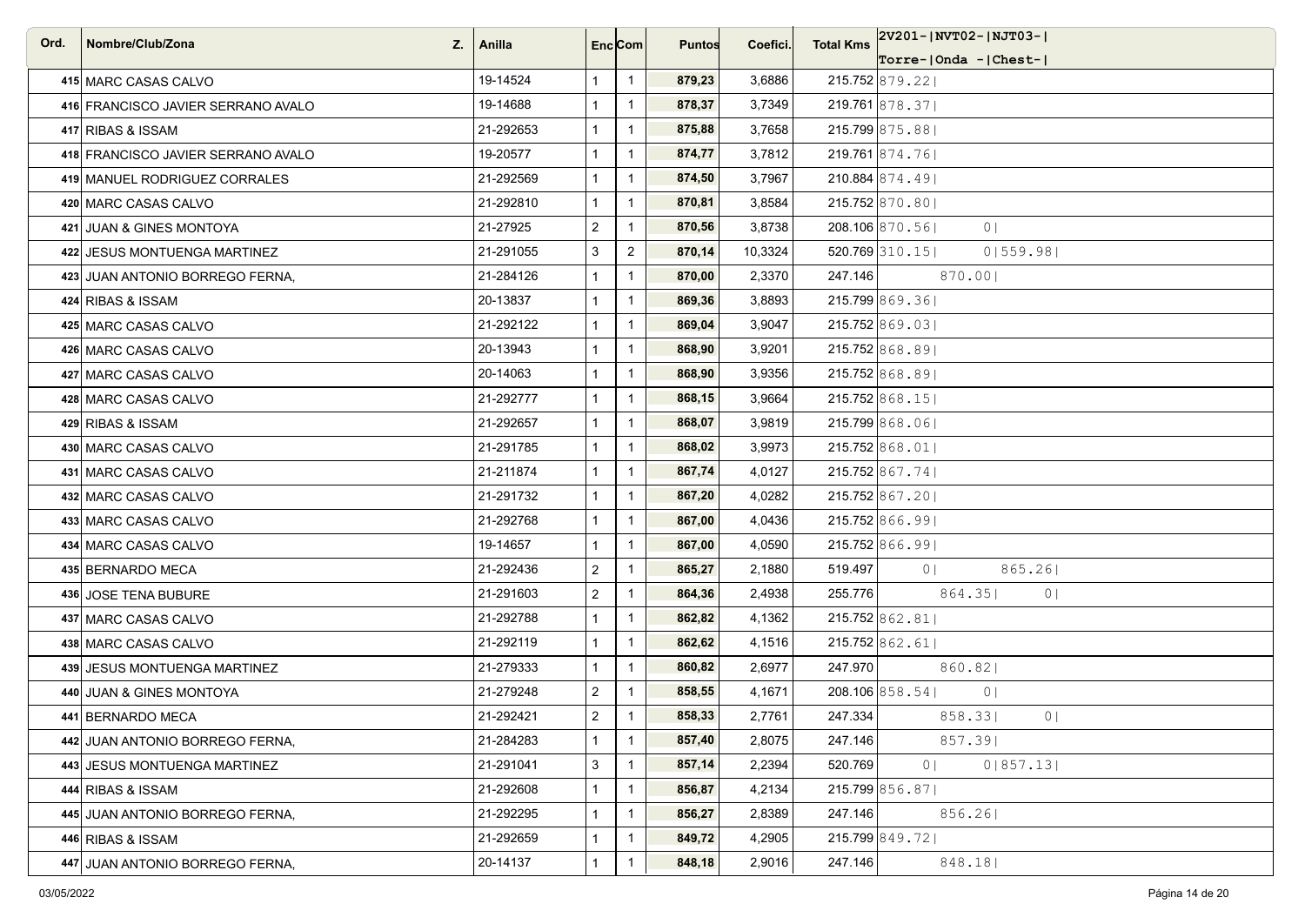| Ord. | Nombre/Club/Zona | Z. | Anilla | Enc | Com | Puntos | Coefici. | Total Kms | 2V201-\|NVT02-\|NJT03-\| Torre-\|Onda -\|Chest-\| |
|---|---|---|---|---|---|---|---|---|---|
| 415 | MARC CASAS CALVO | | 19-14524 | 1 | 1 | **879,23** | 3,6886 | 215.752 | 879.22\| |
| 416 | FRANCISCO JAVIER SERRANO AVALO | | 19-14688 | 1 | 1 | **878,37** | 3,7349 | 219.761 | 878.37\| |
| 417 | RIBAS & ISSAM | | 21-292653 | 1 | 1 | **875,88** | 3,7658 | 215.799 | 875.88\| |
| 418 | FRANCISCO JAVIER SERRANO AVALO | | 19-20577 | 1 | 1 | **874,77** | 3,7812 | 219.761 | 874.76\| |
| 419 | MANUEL RODRIGUEZ CORRALES | | 21-292569 | 1 | 1 | **874,50** | 3,7967 | 210.884 | 874.49\| |
| 420 | MARC CASAS CALVO | | 21-292810 | 1 | 1 | **870,81** | 3,8584 | 215.752 | 870.80\| |
| 421 | JUAN & GINES MONTOYA | | 21-27925 | 2 | 1 | **870,56** | 3,8738 | 208.106 | 870.56\| 0\| |
| 422 | JESUS MONTUENGA MARTINEZ | | 21-291055 | 3 | 2 | **870,14** | 10,3324 | 520.769 | 310.15\| 0\|559.98\| |
| 423 | JUAN ANTONIO BORREGO FERNA, | | 21-284126 | 1 | 1 | **870,00** | 2,3370 | 247.146 | 870.00\| |
| 424 | RIBAS & ISSAM | | 20-13837 | 1 | 1 | **869,36** | 3,8893 | 215.799 | 869.36\| |
| 425 | MARC CASAS CALVO | | 21-292122 | 1 | 1 | **869,04** | 3,9047 | 215.752 | 869.03\| |
| 426 | MARC CASAS CALVO | | 20-13943 | 1 | 1 | **868,90** | 3,9201 | 215.752 | 868.89\| |
| 427 | MARC CASAS CALVO | | 20-14063 | 1 | 1 | **868,90** | 3,9356 | 215.752 | 868.89\| |
| 428 | MARC CASAS CALVO | | 21-292777 | 1 | 1 | **868,15** | 3,9664 | 215.752 | 868.15\| |
| 429 | RIBAS & ISSAM | | 21-292657 | 1 | 1 | **868,07** | 3,9819 | 215.799 | 868.06\| |
| 430 | MARC CASAS CALVO | | 21-291785 | 1 | 1 | **868,02** | 3,9973 | 215.752 | 868.01\| |
| 431 | MARC CASAS CALVO | | 21-211874 | 1 | 1 | **867,74** | 4,0127 | 215.752 | 867.74\| |
| 432 | MARC CASAS CALVO | | 21-291732 | 1 | 1 | **867,20** | 4,0282 | 215.752 | 867.20\| |
| 433 | MARC CASAS CALVO | | 21-292768 | 1 | 1 | **867,00** | 4,0436 | 215.752 | 866.99\| |
| 434 | MARC CASAS CALVO | | 19-14657 | 1 | 1 | **867,00** | 4,0590 | 215.752 | 866.99\| |
| 435 | BERNARDO MECA | | 21-292436 | 2 | 1 | **865,27** | 2,1880 | 519.497 | 0\| 865.26\| |
| 436 | JOSE TENA BUBURE | | 21-291603 | 2 | 1 | **864,36** | 2,4938 | 255.776 | 864.35\| 0\| |
| 437 | MARC CASAS CALVO | | 21-292788 | 1 | 1 | **862,82** | 4,1362 | 215.752 | 862.81\| |
| 438 | MARC CASAS CALVO | | 21-292119 | 1 | 1 | **862,62** | 4,1516 | 215.752 | 862.61\| |
| 439 | JESUS MONTUENGA MARTINEZ | | 21-279333 | 1 | 1 | **860,82** | 2,6977 | 247.970 | 860.82\| |
| 440 | JUAN & GINES MONTOYA | | 21-279248 | 2 | 1 | **858,55** | 4,1671 | 208.106 | 858.54\| 0\| |
| 441 | BERNARDO MECA | | 21-292421 | 2 | 1 | **858,33** | 2,7761 | 247.334 | 858.33\| 0\| |
| 442 | JUAN ANTONIO BORREGO FERNA, | | 21-284283 | 1 | 1 | **857,40** | 2,8075 | 247.146 | 857.39\| |
| 443 | JESUS MONTUENGA MARTINEZ | | 21-291041 | 3 | 1 | **857,14** | 2,2394 | 520.769 | 0\| 0\|857.13\| |
| 444 | RIBAS & ISSAM | | 21-292608 | 1 | 1 | **856,87** | 4,2134 | 215.799 | 856.87\| |
| 445 | JUAN ANTONIO BORREGO FERNA, | | 21-292295 | 1 | 1 | **856,27** | 2,8389 | 247.146 | 856.26\| |
| 446 | RIBAS & ISSAM | | 21-292659 | 1 | 1 | **849,72** | 4,2905 | 215.799 | 849.72\| |
| 447 | JUAN ANTONIO BORREGO FERNA, | | 20-14137 | 1 | 1 | **848,18** | 2,9016 | 247.146 | 848.18\| |

03/05/2022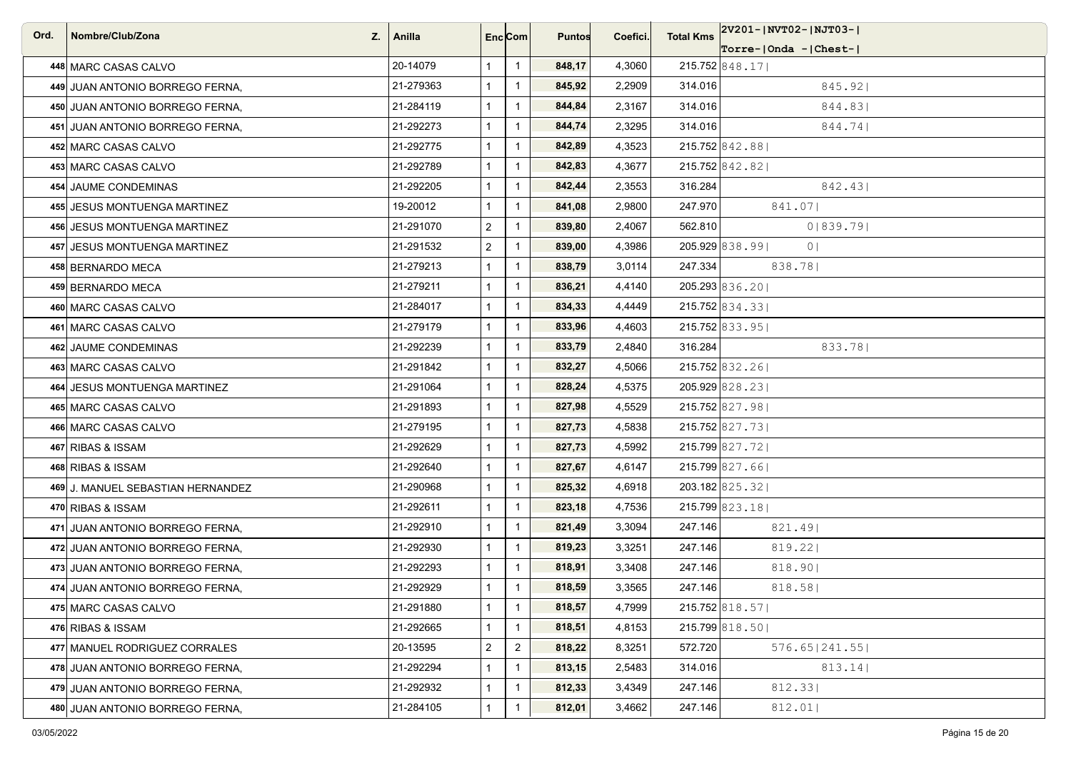| Ord. | Nombre/Club/Zona | Z. | Anilla | Enc | Com | Puntos | Coefici. | Total Kms | 2V201-\|NVT02-\|NJT03-\| Torre-\|Onda -\|Chest-\| |
|---|---|---|---|---|---|---|---|---|---|
| 448 | MARC CASAS CALVO | | 20-14079 | 1 | 1 | **848,17** | 4,3060 | 215.752 | 848.17\| |
| 449 | JUAN ANTONIO BORREGO FERNA, | | 21-279363 | 1 | 1 | **845,92** | 2,2909 | 314.016 | 845.92\| |
| 450 | JUAN ANTONIO BORREGO FERNA, | | 21-284119 | 1 | 1 | **844,84** | 2,3167 | 314.016 | 844.83\| |
| 451 | JUAN ANTONIO BORREGO FERNA, | | 21-292273 | 1 | 1 | **844,74** | 2,3295 | 314.016 | 844.74\| |
| 452 | MARC CASAS CALVO | | 21-292775 | 1 | 1 | **842,89** | 4,3523 | 215.752 | 842.88\| |
| 453 | MARC CASAS CALVO | | 21-292789 | 1 | 1 | **842,83** | 4,3677 | 215.752 | 842.82\| |
| 454 | JAUME CONDEMINAS | | 21-292205 | 1 | 1 | **842,44** | 2,3553 | 316.284 | 842.43\| |
| 455 | JESUS MONTUENGA MARTINEZ | | 19-20012 | 1 | 1 | **841,08** | 2,9800 | 247.970 | 841.07\| |
| 456 | JESUS MONTUENGA MARTINEZ | | 21-291070 | 2 | 1 | **839,80** | 2,4067 | 562.810 | 0\|839.79\| |
| 457 | JESUS MONTUENGA MARTINEZ | | 21-291532 | 2 | 1 | **839,00** | 4,3986 | 205.929 | 838.99\| 0\| |
| 458 | BERNARDO MECA | | 21-279213 | 1 | 1 | **838,79** | 3,0114 | 247.334 | 838.78\| |
| 459 | BERNARDO MECA | | 21-279211 | 1 | 1 | **836,21** | 4,4140 | 205.293 | 836.20\| |
| 460 | MARC CASAS CALVO | | 21-284017 | 1 | 1 | **834,33** | 4,4449 | 215.752 | 834.33\| |
| 461 | MARC CASAS CALVO | | 21-279179 | 1 | 1 | **833,96** | 4,4603 | 215.752 | 833.95\| |
| 462 | JAUME CONDEMINAS | | 21-292239 | 1 | 1 | **833,79** | 2,4840 | 316.284 | 833.78\| |
| 463 | MARC CASAS CALVO | | 21-291842 | 1 | 1 | **832,27** | 4,5066 | 215.752 | 832.26\| |
| 464 | JESUS MONTUENGA MARTINEZ | | 21-291064 | 1 | 1 | **828,24** | 4,5375 | 205.929 | 828.23\| |
| 465 | MARC CASAS CALVO | | 21-291893 | 1 | 1 | **827,98** | 4,5529 | 215.752 | 827.98\| |
| 466 | MARC CASAS CALVO | | 21-279195 | 1 | 1 | **827,73** | 4,5838 | 215.752 | 827.73\| |
| 467 | RIBAS & ISSAM | | 21-292629 | 1 | 1 | **827,73** | 4,5992 | 215.799 | 827.72\| |
| 468 | RIBAS & ISSAM | | 21-292640 | 1 | 1 | **827,67** | 4,6147 | 215.799 | 827.66\| |
| 469 | J. MANUEL SEBASTIAN HERNANDEZ | | 21-290968 | 1 | 1 | **825,32** | 4,6918 | 203.182 | 825.32\| |
| 470 | RIBAS & ISSAM | | 21-292611 | 1 | 1 | **823,18** | 4,7536 | 215.799 | 823.18\| |
| 471 | JUAN ANTONIO BORREGO FERNA, | | 21-292910 | 1 | 1 | **821,49** | 3,3094 | 247.146 | 821.49\| |
| 472 | JUAN ANTONIO BORREGO FERNA, | | 21-292930 | 1 | 1 | **819,23** | 3,3251 | 247.146 | 819.22\| |
| 473 | JUAN ANTONIO BORREGO FERNA, | | 21-292293 | 1 | 1 | **818,91** | 3,3408 | 247.146 | 818.90\| |
| 474 | JUAN ANTONIO BORREGO FERNA, | | 21-292929 | 1 | 1 | **818,59** | 3,3565 | 247.146 | 818.58\| |
| 475 | MARC CASAS CALVO | | 21-291880 | 1 | 1 | **818,57** | 4,7999 | 215.752 | 818.57\| |
| 476 | RIBAS & ISSAM | | 21-292665 | 1 | 1 | **818,51** | 4,8153 | 215.799 | 818.50\| |
| 477 | MANUEL RODRIGUEZ CORRALES | | 20-13595 | 2 | 2 | **818,22** | 8,3251 | 572.720 | 576.65\|241.55\| |
| 478 | JUAN ANTONIO BORREGO FERNA, | | 21-292294 | 1 | 1 | **813,15** | 2,5483 | 314.016 | 813.14\| |
| 479 | JUAN ANTONIO BORREGO FERNA, | | 21-292932 | 1 | 1 | **812,33** | 3,4349 | 247.146 | 812.33\| |
| 480 | JUAN ANTONIO BORREGO FERNA, | | 21-284105 | 1 | 1 | **812,01** | 3,4662 | 247.146 | 812.01\| |

03/05/2022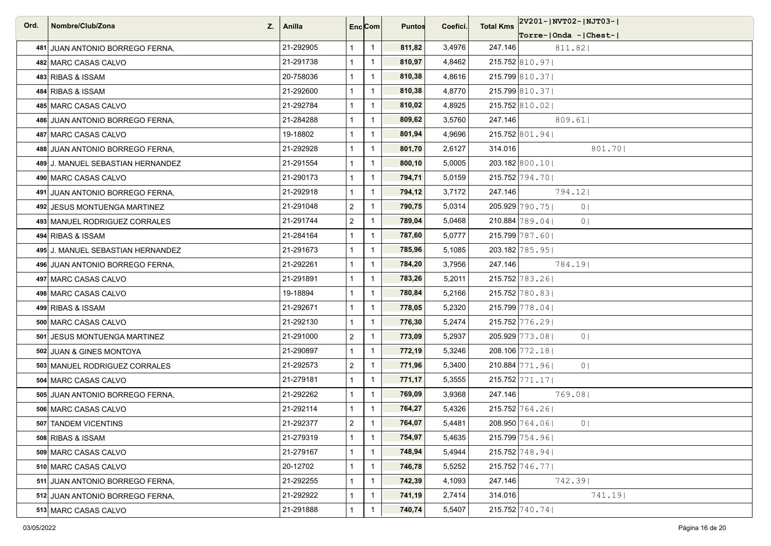| Ord. | Nombre/Club/Zona | Z. | Anilla | Enc | Com | Puntos | Coefici. | Total Kms | 2V201- Torre- | NVT02- Onda - | NJT03- Chest- |
|---|---|---|---|---|---|---|---|---|---|---|---|
| 481 | JUAN ANTONIO BORREGO FERNA, | | 21-292905 | 1 | 1 | **811,82** | 3,4976 | 247.146 | | 811.82 | |
| 482 | MARC CASAS CALVO | | 21-291738 | 1 | 1 | **810,97** | 4,8462 | 215.752 | 810.97 | | |
| 483 | RIBAS & ISSAM | | 20-758036 | 1 | 1 | **810,38** | 4,8616 | 215.799 | 810.37 | | |
| 484 | RIBAS & ISSAM | | 21-292600 | 1 | 1 | **810,38** | 4,8770 | 215.799 | 810.37 | | |
| 485 | MARC CASAS CALVO | | 21-292784 | 1 | 1 | **810,02** | 4,8925 | 215.752 | 810.02 | | |
| 486 | JUAN ANTONIO BORREGO FERNA, | | 21-284288 | 1 | 1 | **809,62** | 3,5760 | 247.146 | | 809.61 | |
| 487 | MARC CASAS CALVO | | 19-18802 | 1 | 1 | **801,94** | 4,9696 | 215.752 | 801.94 | | |
| 488 | JUAN ANTONIO BORREGO FERNA, | | 21-292928 | 1 | 1 | **801,70** | 2,6127 | 314.016 | | | 801.70 |
| 489 | J. MANUEL SEBASTIAN HERNANDEZ | | 21-291554 | 1 | 1 | **800,10** | 5,0005 | 203.182 | 800.10 | | |
| 490 | MARC CASAS CALVO | | 21-290173 | 1 | 1 | **794,71** | 5,0159 | 215.752 | 794.70 | | |
| 491 | JUAN ANTONIO BORREGO FERNA, | | 21-292918 | 1 | 1 | **794,12** | 3,7172 | 247.146 | | 794.12 | |
| 492 | JESUS MONTUENGA MARTINEZ | | 21-291048 | 2 | 1 | **790,75** | 5,0314 | 205.929 | 790.75 | 0 | |
| 493 | MANUEL RODRIGUEZ CORRALES | | 21-291744 | 2 | 1 | **789,04** | 5,0468 | 210.884 | 789.04 | 0 | |
| 494 | RIBAS & ISSAM | | 21-284164 | 1 | 1 | **787,60** | 5,0777 | 215.799 | 787.60 | | |
| 495 | J. MANUEL SEBASTIAN HERNANDEZ | | 21-291673 | 1 | 1 | **785,96** | 5,1085 | 203.182 | 785.95 | | |
| 496 | JUAN ANTONIO BORREGO FERNA, | | 21-292261 | 1 | 1 | **784,20** | 3,7956 | 247.146 | | 784.19 | |
| 497 | MARC CASAS CALVO | | 21-291891 | 1 | 1 | **783,26** | 5,2011 | 215.752 | 783.26 | | |
| 498 | MARC CASAS CALVO | | 19-18894 | 1 | 1 | **780,84** | 5,2166 | 215.752 | 780.83 | | |
| 499 | RIBAS & ISSAM | | 21-292671 | 1 | 1 | **778,05** | 5,2320 | 215.799 | 778.04 | | |
| 500 | MARC CASAS CALVO | | 21-292130 | 1 | 1 | **776,30** | 5,2474 | 215.752 | 776.29 | | |
| 501 | JESUS MONTUENGA MARTINEZ | | 21-291000 | 2 | 1 | **773,09** | 5,2937 | 205.929 | 773.08 | 0 | |
| 502 | JUAN & GINES MONTOYA | | 21-290897 | 1 | 1 | **772,19** | 5,3246 | 208.106 | 772.18 | | |
| 503 | MANUEL RODRIGUEZ CORRALES | | 21-292573 | 2 | 1 | **771,96** | 5,3400 | 210.884 | 771.96 | 0 | |
| 504 | MARC CASAS CALVO | | 21-279181 | 1 | 1 | **771,17** | 5,3555 | 215.752 | 771.17 | | |
| 505 | JUAN ANTONIO BORREGO FERNA, | | 21-292262 | 1 | 1 | **769,09** | 3,9368 | 247.146 | | 769.08 | |
| 506 | MARC CASAS CALVO | | 21-292114 | 1 | 1 | **764,27** | 5,4326 | 215.752 | 764.26 | | |
| 507 | TANDEM VICENTINS | | 21-292377 | 2 | 1 | **764,07** | 5,4481 | 208.950 | 764.06 | 0 | |
| 508 | RIBAS & ISSAM | | 21-279319 | 1 | 1 | **754,97** | 5,4635 | 215.799 | 754.96 | | |
| 509 | MARC CASAS CALVO | | 21-279167 | 1 | 1 | **748,94** | 5,4944 | 215.752 | 748.94 | | |
| 510 | MARC CASAS CALVO | | 20-12702 | 1 | 1 | **746,78** | 5,5252 | 215.752 | 746.77 | | |
| 511 | JUAN ANTONIO BORREGO FERNA, | | 21-292255 | 1 | 1 | **742,39** | 4,1093 | 247.146 | | 742.39 | |
| 512 | JUAN ANTONIO BORREGO FERNA, | | 21-292922 | 1 | 1 | **741,19** | 2,7414 | 314.016 | | | 741.19 |
| 513 | MARC CASAS CALVO | | 21-291888 | 1 | 1 | **740,74** | 5,5407 | 215.752 | 740.74 | | |

03/05/2022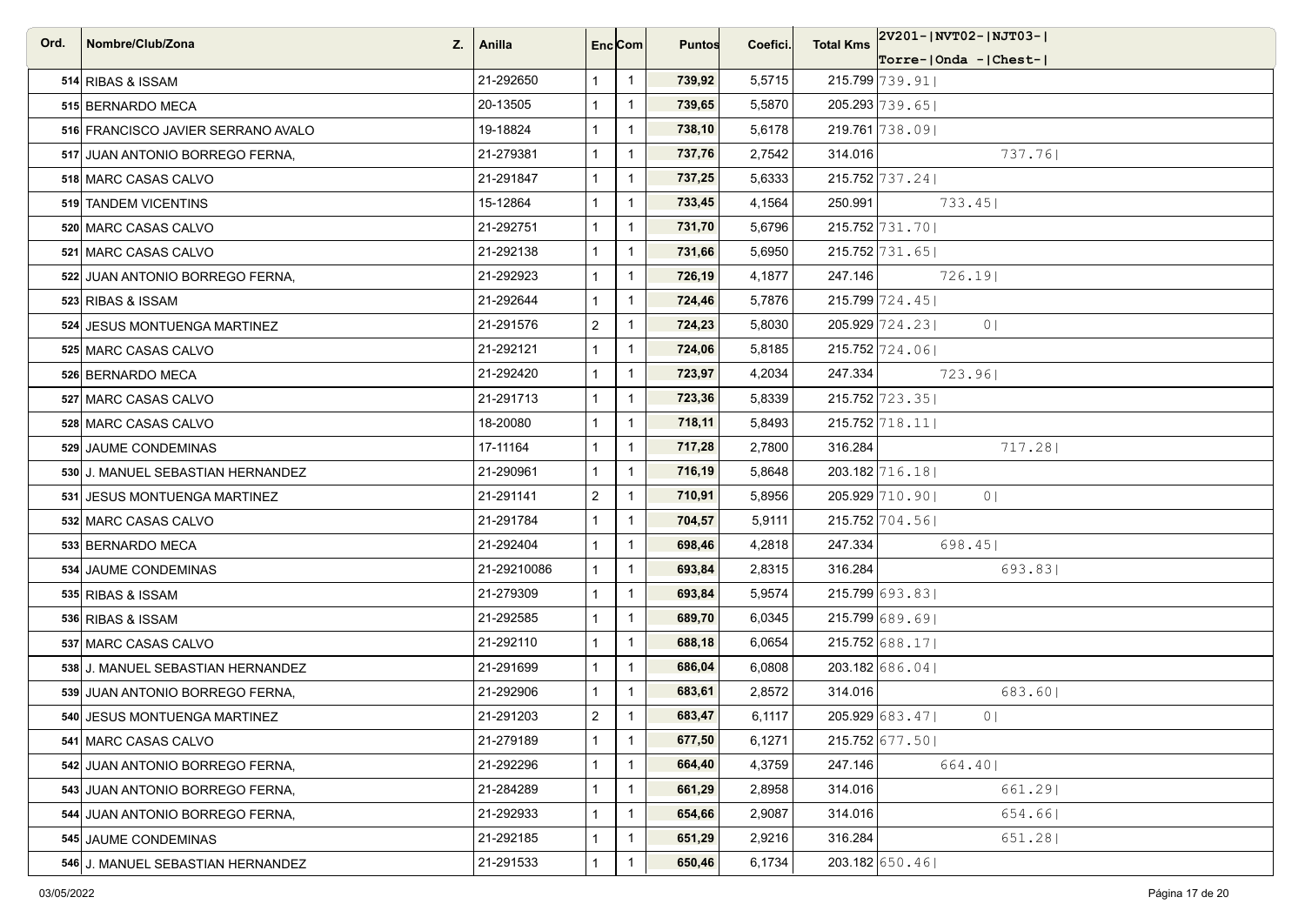| Ord. | Nombre/Club/Zona | Z. | Anilla | Enc | Com | Puntos | Coefici. | Total Kms | 2V201- Torre- | NVT02- Onda - | NJT03- Chest- |
|---|---|---|---|---|---|---|---|---|---|---|---|
| 514 | RIBAS & ISSAM | | 21-292650 | 1 | 1 | **739,92** | 5,5715 | 215.799 | 739.91 | | |
| 515 | BERNARDO MECA | | 20-13505 | 1 | 1 | **739,65** | 5,5870 | 205.293 | 739.65 | | |
| 516 | FRANCISCO JAVIER SERRANO AVALO | | 19-18824 | 1 | 1 | **738,10** | 5,6178 | 219.761 | 738.09 | | |
| 517 | JUAN ANTONIO BORREGO FERNA, | | 21-279381 | 1 | 1 | **737,76** | 2,7542 | 314.016 | | | 737.76 |
| 518 | MARC CASAS CALVO | | 21-291847 | 1 | 1 | **737,25** | 5,6333 | 215.752 | 737.24 | | |
| 519 | TANDEM VICENTINS | | 15-12864 | 1 | 1 | **733,45** | 4,1564 | 250.991 | | 733.45 | |
| 520 | MARC CASAS CALVO | | 21-292751 | 1 | 1 | **731,70** | 5,6796 | 215.752 | 731.70 | | |
| 521 | MARC CASAS CALVO | | 21-292138 | 1 | 1 | **731,66** | 5,6950 | 215.752 | 731.65 | | |
| 522 | JUAN ANTONIO BORREGO FERNA, | | 21-292923 | 1 | 1 | **726,19** | 4,1877 | 247.146 | | 726.19 | |
| 523 | RIBAS & ISSAM | | 21-292644 | 1 | 1 | **724,46** | 5,7876 | 215.799 | 724.45 | | |
| 524 | JESUS MONTUENGA MARTINEZ | | 21-291576 | 2 | 1 | **724,23** | 5,8030 | 205.929 | 724.23 | 0 | |
| 525 | MARC CASAS CALVO | | 21-292121 | 1 | 1 | **724,06** | 5,8185 | 215.752 | 724.06 | | |
| 526 | BERNARDO MECA | | 21-292420 | 1 | 1 | **723,97** | 4,2034 | 247.334 | | 723.96 | |
| 527 | MARC CASAS CALVO | | 21-291713 | 1 | 1 | **723,36** | 5,8339 | 215.752 | 723.35 | | |
| 528 | MARC CASAS CALVO | | 18-20080 | 1 | 1 | **718,11** | 5,8493 | 215.752 | 718.11 | | |
| 529 | JAUME CONDEMINAS | | 17-11164 | 1 | 1 | **717,28** | 2,7800 | 316.284 | | | 717.28 |
| 530 | J. MANUEL SEBASTIAN HERNANDEZ | | 21-290961 | 1 | 1 | **716,19** | 5,8648 | 203.182 | 716.18 | | |
| 531 | JESUS MONTUENGA MARTINEZ | | 21-291141 | 2 | 1 | **710,91** | 5,8956 | 205.929 | 710.90 | 0 | |
| 532 | MARC CASAS CALVO | | 21-291784 | 1 | 1 | **704,57** | 5,9111 | 215.752 | 704.56 | | |
| 533 | BERNARDO MECA | | 21-292404 | 1 | 1 | **698,46** | 4,2818 | 247.334 | | 698.45 | |
| 534 | JAUME CONDEMINAS | | 21-29210086 | 1 | 1 | **693,84** | 2,8315 | 316.284 | | | 693.83 |
| 535 | RIBAS & ISSAM | | 21-279309 | 1 | 1 | **693,84** | 5,9574 | 215.799 | 693.83 | | |
| 536 | RIBAS & ISSAM | | 21-292585 | 1 | 1 | **689,70** | 6,0345 | 215.799 | 689.69 | | |
| 537 | MARC CASAS CALVO | | 21-292110 | 1 | 1 | **688,18** | 6,0654 | 215.752 | 688.17 | | |
| 538 | J. MANUEL SEBASTIAN HERNANDEZ | | 21-291699 | 1 | 1 | **686,04** | 6,0808 | 203.182 | 686.04 | | |
| 539 | JUAN ANTONIO BORREGO FERNA, | | 21-292906 | 1 | 1 | **683,61** | 2,8572 | 314.016 | | | 683.60 |
| 540 | JESUS MONTUENGA MARTINEZ | | 21-291203 | 2 | 1 | **683,47** | 6,1117 | 205.929 | 683.47 | 0 | |
| 541 | MARC CASAS CALVO | | 21-279189 | 1 | 1 | **677,50** | 6,1271 | 215.752 | 677.50 | | |
| 542 | JUAN ANTONIO BORREGO FERNA, | | 21-292296 | 1 | 1 | **664,40** | 4,3759 | 247.146 | | 664.40 | |
| 543 | JUAN ANTONIO BORREGO FERNA, | | 21-284289 | 1 | 1 | **661,29** | 2,8958 | 314.016 | | | 661.29 |
| 544 | JUAN ANTONIO BORREGO FERNA, | | 21-292933 | 1 | 1 | **654,66** | 2,9087 | 314.016 | | | 654.66 |
| 545 | JAUME CONDEMINAS | | 21-292185 | 1 | 1 | **651,29** | 2,9216 | 316.284 | | | 651.28 |
| 546 | J. MANUEL SEBASTIAN HERNANDEZ | | 21-291533 | 1 | 1 | **650,46** | 6,1734 | 203.182 | 650.46 | | |

03/05/2022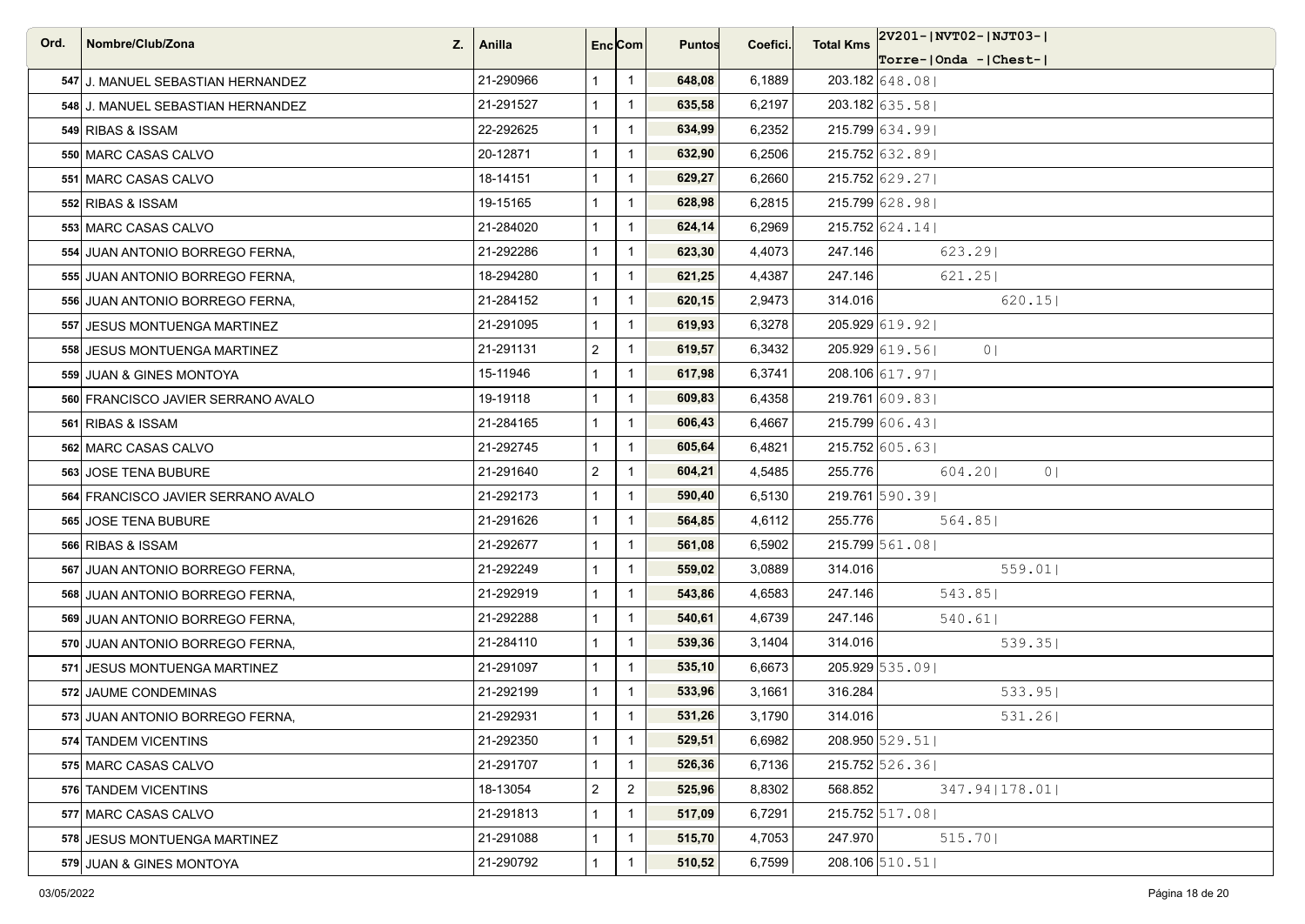| Ord. | Nombre/Club/Zona | Z. | Anilla | Enc | Com | Puntos | Coefici. | Total Kms | 2V201- Torre- | NVT02- Onda - | NJT03- Chest- |
|---|---|---|---|---|---|---|---|---|---|---|---|
| 547 | J. MANUEL SEBASTIAN HERNANDEZ | | 21-290966 | 1 | 1 | **648,08** | 6,1889 | 203.182 | 648.08 | | |
| 548 | J. MANUEL SEBASTIAN HERNANDEZ | | 21-291527 | 1 | 1 | **635,58** | 6,2197 | 203.182 | 635.58 | | |
| 549 | RIBAS & ISSAM | | 22-292625 | 1 | 1 | **634,99** | 6,2352 | 215.799 | 634.99 | | |
| 550 | MARC CASAS CALVO | | 20-12871 | 1 | 1 | **632,90** | 6,2506 | 215.752 | 632.89 | | |
| 551 | MARC CASAS CALVO | | 18-14151 | 1 | 1 | **629,27** | 6,2660 | 215.752 | 629.27 | | |
| 552 | RIBAS & ISSAM | | 19-15165 | 1 | 1 | **628,98** | 6,2815 | 215.799 | 628.98 | | |
| 553 | MARC CASAS CALVO | | 21-284020 | 1 | 1 | **624,14** | 6,2969 | 215.752 | 624.14 | | |
| 554 | JUAN ANTONIO BORREGO FERNA, | | 21-292286 | 1 | 1 | **623,30** | 4,4073 | 247.146 | | 623.29 | |
| 555 | JUAN ANTONIO BORREGO FERNA, | | 18-294280 | 1 | 1 | **621,25** | 4,4387 | 247.146 | | 621.25 | |
| 556 | JUAN ANTONIO BORREGO FERNA, | | 21-284152 | 1 | 1 | **620,15** | 2,9473 | 314.016 | | | 620.15 |
| 557 | JESUS MONTUENGA MARTINEZ | | 21-291095 | 1 | 1 | **619,93** | 6,3278 | 205.929 | 619.92 | | |
| 558 | JESUS MONTUENGA MARTINEZ | | 21-291131 | 2 | 1 | **619,57** | 6,3432 | 205.929 | 619.56 | 0 | |
| 559 | JUAN & GINES MONTOYA | | 15-11946 | 1 | 1 | **617,98** | 6,3741 | 208.106 | 617.97 | | |
| 560 | FRANCISCO JAVIER SERRANO AVALO | | 19-19118 | 1 | 1 | **609,83** | 6,4358 | 219.761 | 609.83 | | |
| 561 | RIBAS & ISSAM | | 21-284165 | 1 | 1 | **606,43** | 6,4667 | 215.799 | 606.43 | | |
| 562 | MARC CASAS CALVO | | 21-292745 | 1 | 1 | **605,64** | 6,4821 | 215.752 | 605.63 | | |
| 563 | JOSE TENA BUBURE | | 21-291640 | 2 | 1 | **604,21** | 4,5485 | 255.776 | | 604.20 | 0 |
| 564 | FRANCISCO JAVIER SERRANO AVALO | | 21-292173 | 1 | 1 | **590,40** | 6,5130 | 219.761 | 590.39 | | |
| 565 | JOSE TENA BUBURE | | 21-291626 | 1 | 1 | **564,85** | 4,6112 | 255.776 | | 564.85 | |
| 566 | RIBAS & ISSAM | | 21-292677 | 1 | 1 | **561,08** | 6,5902 | 215.799 | 561.08 | | |
| 567 | JUAN ANTONIO BORREGO FERNA, | | 21-292249 | 1 | 1 | **559,02** | 3,0889 | 314.016 | | | 559.01 |
| 568 | JUAN ANTONIO BORREGO FERNA, | | 21-292919 | 1 | 1 | **543,86** | 4,6583 | 247.146 | | 543.85 | |
| 569 | JUAN ANTONIO BORREGO FERNA, | | 21-292288 | 1 | 1 | **540,61** | 4,6739 | 247.146 | | 540.61 | |
| 570 | JUAN ANTONIO BORREGO FERNA, | | 21-284110 | 1 | 1 | **539,36** | 3,1404 | 314.016 | | | 539.35 |
| 571 | JESUS MONTUENGA MARTINEZ | | 21-291097 | 1 | 1 | **535,10** | 6,6673 | 205.929 | 535.09 | | |
| 572 | JAUME CONDEMINAS | | 21-292199 | 1 | 1 | **533,96** | 3,1661 | 316.284 | | | 533.95 |
| 573 | JUAN ANTONIO BORREGO FERNA, | | 21-292931 | 1 | 1 | **531,26** | 3,1790 | 314.016 | | | 531.26 |
| 574 | TANDEM VICENTINS | | 21-292350 | 1 | 1 | **529,51** | 6,6982 | 208.950 | 529.51 | | |
| 575 | MARC CASAS CALVO | | 21-291707 | 1 | 1 | **526,36** | 6,7136 | 215.752 | 526.36 | | |
| 576 | TANDEM VICENTINS | | 18-13054 | 2 | 2 | **525,96** | 8,8302 | 568.852 | | 347.94 | 178.01 |
| 577 | MARC CASAS CALVO | | 21-291813 | 1 | 1 | **517,09** | 6,7291 | 215.752 | 517.08 | | |
| 578 | JESUS MONTUENGA MARTINEZ | | 21-291088 | 1 | 1 | **515,70** | 4,7053 | 247.970 | | 515.70 | |
| 579 | JUAN & GINES MONTOYA | | 21-290792 | 1 | 1 | **510,52** | 6,7599 | 208.106 | 510.51 | | |

03/05/2022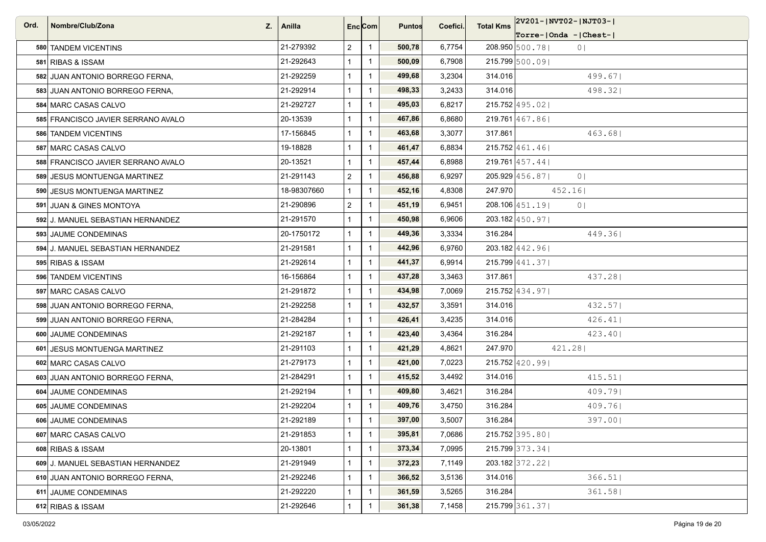| Ord. | Nombre/Club/Zona | Z. | Anilla | Enc | Com | Puntos | Coefici. | Total Kms | 2V201- Torre- | NVT02- Onda - | NJT03- Chest- |
|---|---|---|---|---|---|---|---|---|---|---|---|
| 580 | TANDEM VICENTINS | | 21-279392 | 2 | 1 | **500,78** | 6,7754 | 208.950 | 500.78 | 0 | |
| 581 | RIBAS & ISSAM | | 21-292643 | 1 | 1 | **500,09** | 6,7908 | 215.799 | 500.09 | | |
| 582 | JUAN ANTONIO BORREGO FERNA, | | 21-292259 | 1 | 1 | **499,68** | 3,2304 | 314.016 | | | 499.67 |
| 583 | JUAN ANTONIO BORREGO FERNA, | | 21-292914 | 1 | 1 | **498,33** | 3,2433 | 314.016 | | | 498.32 |
| 584 | MARC CASAS CALVO | | 21-292727 | 1 | 1 | **495,03** | 6,8217 | 215.752 | 495.02 | | |
| 585 | FRANCISCO JAVIER SERRANO AVALO | | 20-13539 | 1 | 1 | **467,86** | 6,8680 | 219.761 | 467.86 | | |
| 586 | TANDEM VICENTINS | | 17-156845 | 1 | 1 | **463,68** | 3,3077 | 317.861 | | | 463.68 |
| 587 | MARC CASAS CALVO | | 19-18828 | 1 | 1 | **461,47** | 6,8834 | 215.752 | 461.46 | | |
| 588 | FRANCISCO JAVIER SERRANO AVALO | | 20-13521 | 1 | 1 | **457,44** | 6,8988 | 219.761 | 457.44 | | |
| 589 | JESUS MONTUENGA MARTINEZ | | 21-291143 | 2 | 1 | **456,88** | 6,9297 | 205.929 | 456.87 | 0 | |
| 590 | JESUS MONTUENGA MARTINEZ | | 18-98307660 | 1 | 1 | **452,16** | 4,8308 | 247.970 | | 452.16 | |
| 591 | JUAN & GINES MONTOYA | | 21-290896 | 2 | 1 | **451,19** | 6,9451 | 208.106 | 451.19 | 0 | |
| 592 | J. MANUEL SEBASTIAN HERNANDEZ | | 21-291570 | 1 | 1 | **450,98** | 6,9606 | 203.182 | 450.97 | | |
| 593 | JAUME CONDEMINAS | | 20-1750172 | 1 | 1 | **449,36** | 3,3334 | 316.284 | | | 449.36 |
| 594 | J. MANUEL SEBASTIAN HERNANDEZ | | 21-291581 | 1 | 1 | **442,96** | 6,9760 | 203.182 | 442.96 | | |
| 595 | RIBAS & ISSAM | | 21-292614 | 1 | 1 | **441,37** | 6,9914 | 215.799 | 441.37 | | |
| 596 | TANDEM VICENTINS | | 16-156864 | 1 | 1 | **437,28** | 3,3463 | 317.861 | | | 437.28 |
| 597 | MARC CASAS CALVO | | 21-291872 | 1 | 1 | **434,98** | 7,0069 | 215.752 | 434.97 | | |
| 598 | JUAN ANTONIO BORREGO FERNA, | | 21-292258 | 1 | 1 | **432,57** | 3,3591 | 314.016 | | | 432.57 |
| 599 | JUAN ANTONIO BORREGO FERNA, | | 21-284284 | 1 | 1 | **426,41** | 3,4235 | 314.016 | | | 426.41 |
| 600 | JAUME CONDEMINAS | | 21-292187 | 1 | 1 | **423,40** | 3,4364 | 316.284 | | | 423.40 |
| 601 | JESUS MONTUENGA MARTINEZ | | 21-291103 | 1 | 1 | **421,29** | 4,8621 | 247.970 | | 421.28 | |
| 602 | MARC CASAS CALVO | | 21-279173 | 1 | 1 | **421,00** | 7,0223 | 215.752 | 420.99 | | |
| 603 | JUAN ANTONIO BORREGO FERNA, | | 21-284291 | 1 | 1 | **415,52** | 3,4492 | 314.016 | | | 415.51 |
| 604 | JAUME CONDEMINAS | | 21-292194 | 1 | 1 | **409,80** | 3,4621 | 316.284 | | | 409.79 |
| 605 | JAUME CONDEMINAS | | 21-292204 | 1 | 1 | **409,76** | 3,4750 | 316.284 | | | 409.76 |
| 606 | JAUME CONDEMINAS | | 21-292189 | 1 | 1 | **397,00** | 3,5007 | 316.284 | | | 397.00 |
| 607 | MARC CASAS CALVO | | 21-291853 | 1 | 1 | **395,81** | 7,0686 | 215.752 | 395.80 | | |
| 608 | RIBAS & ISSAM | | 20-13801 | 1 | 1 | **373,34** | 7,0995 | 215.799 | 373.34 | | |
| 609 | J. MANUEL SEBASTIAN HERNANDEZ | | 21-291949 | 1 | 1 | **372,23** | 7,1149 | 203.182 | 372.22 | | |
| 610 | JUAN ANTONIO BORREGO FERNA, | | 21-292246 | 1 | 1 | **366,52** | 3,5136 | 314.016 | | | 366.51 |
| 611 | JAUME CONDEMINAS | | 21-292220 | 1 | 1 | **361,59** | 3,5265 | 316.284 | | | 361.58 |
| 612 | RIBAS & ISSAM | | 21-292646 | 1 | 1 | **361,38** | 7,1458 | 215.799 | 361.37 | | |

03/05/2022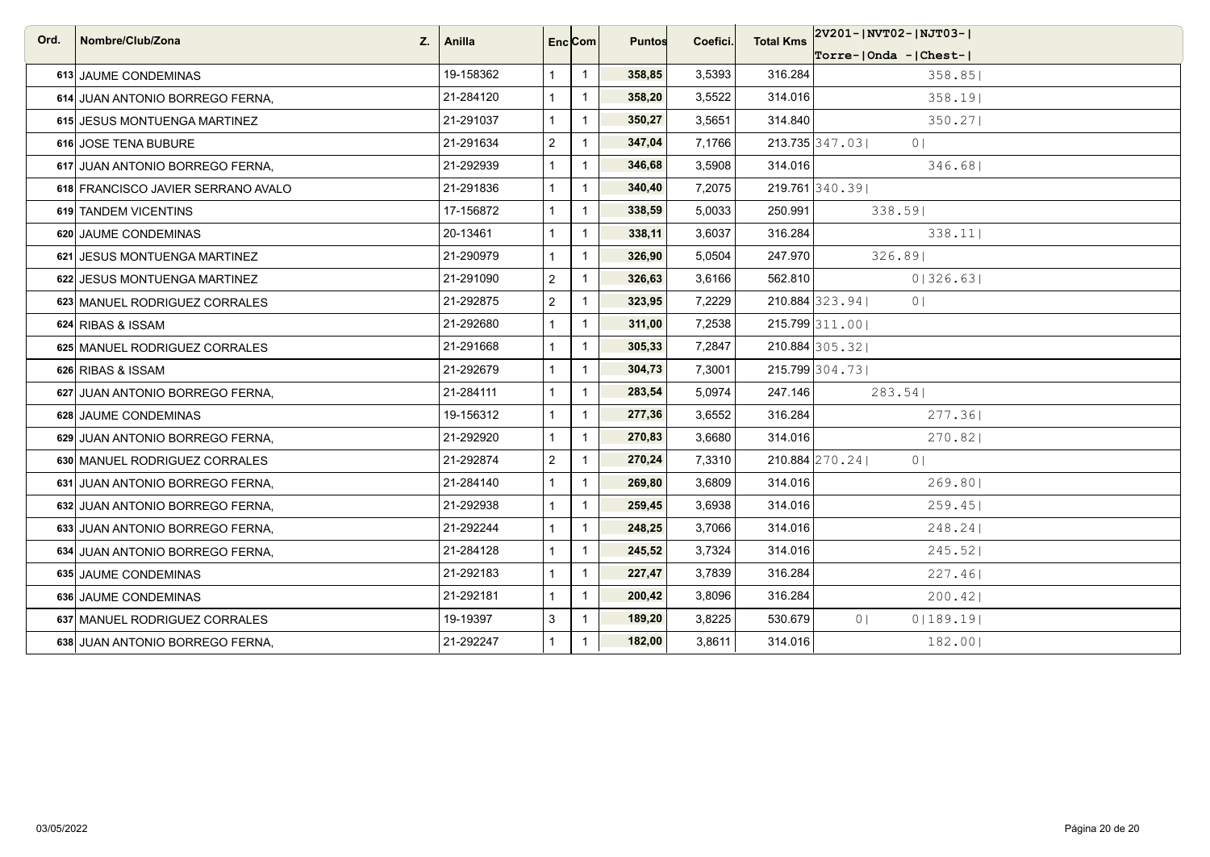| Ord. | Nombre/Club/Zona | Z. | Anilla | Enc | Com | Puntos | Coefici. | Total Kms | 2V201-\|NVT02-\|NJT03-\| Torre-\|Onda -\|Chest-\| |
|---|---|---|---|---|---|---|---|---|---|
| 613 | JAUME CONDEMINAS | | 19-158362 | 1 | 1 | 358,85 | 3,5393 | 316.284 | 358.85\| |
| 614 | JUAN ANTONIO BORREGO FERNA, | | 21-284120 | 1 | 1 | 358,20 | 3,5522 | 314.016 | 358.19\| |
| 615 | JESUS MONTUENGA MARTINEZ | | 21-291037 | 1 | 1 | 350,27 | 3,5651 | 314.840 | 350.27\| |
| 616 | JOSE TENA BUBURE | | 21-291634 | 2 | 1 | 347,04 | 7,1766 | 213.735 | 347.03\| 0\| |
| 617 | JUAN ANTONIO BORREGO FERNA, | | 21-292939 | 1 | 1 | 346,68 | 3,5908 | 314.016 | 346.68\| |
| 618 | FRANCISCO JAVIER SERRANO AVALO | | 21-291836 | 1 | 1 | 340,40 | 7,2075 | 219.761 | 340.39\| |
| 619 | TANDEM VICENTINS | | 17-156872 | 1 | 1 | 338,59 | 5,0033 | 250.991 | 338.59\| |
| 620 | JAUME CONDEMINAS | | 20-13461 | 1 | 1 | 338,11 | 3,6037 | 316.284 | 338.11\| |
| 621 | JESUS MONTUENGA MARTINEZ | | 21-290979 | 1 | 1 | 326,90 | 5,0504 | 247.970 | 326.89\| |
| 622 | JESUS MONTUENGA MARTINEZ | | 21-291090 | 2 | 1 | 326,63 | 3,6166 | 562.810 | 0\|326.63\| |
| 623 | MANUEL RODRIGUEZ CORRALES | | 21-292875 | 2 | 1 | 323,95 | 7,2229 | 210.884 | 323.94\| 0\| |
| 624 | RIBAS & ISSAM | | 21-292680 | 1 | 1 | 311,00 | 7,2538 | 215.799 | 311.00\| |
| 625 | MANUEL RODRIGUEZ CORRALES | | 21-291668 | 1 | 1 | 305,33 | 7,2847 | 210.884 | 305.32\| |
| 626 | RIBAS & ISSAM | | 21-292679 | 1 | 1 | 304,73 | 7,3001 | 215.799 | 304.73\| |
| 627 | JUAN ANTONIO BORREGO FERNA, | | 21-284111 | 1 | 1 | 283,54 | 5,0974 | 247.146 | 283.54\| |
| 628 | JAUME CONDEMINAS | | 19-156312 | 1 | 1 | 277,36 | 3,6552 | 316.284 | 277.36\| |
| 629 | JUAN ANTONIO BORREGO FERNA, | | 21-292920 | 1 | 1 | 270,83 | 3,6680 | 314.016 | 270.82\| |
| 630 | MANUEL RODRIGUEZ CORRALES | | 21-292874 | 2 | 1 | 270,24 | 7,3310 | 210.884 | 270.24\| 0\| |
| 631 | JUAN ANTONIO BORREGO FERNA, | | 21-284140 | 1 | 1 | 269,80 | 3,6809 | 314.016 | 269.80\| |
| 632 | JUAN ANTONIO BORREGO FERNA, | | 21-292938 | 1 | 1 | 259,45 | 3,6938 | 314.016 | 259.45\| |
| 633 | JUAN ANTONIO BORREGO FERNA, | | 21-292244 | 1 | 1 | 248,25 | 3,7066 | 314.016 | 248.24\| |
| 634 | JUAN ANTONIO BORREGO FERNA, | | 21-284128 | 1 | 1 | 245,52 | 3,7324 | 314.016 | 245.52\| |
| 635 | JAUME CONDEMINAS | | 21-292183 | 1 | 1 | 227,47 | 3,7839 | 316.284 | 227.46\| |
| 636 | JAUME CONDEMINAS | | 21-292181 | 1 | 1 | 200,42 | 3,8096 | 316.284 | 200.42\| |
| 637 | MANUEL RODRIGUEZ CORRALES | | 19-19397 | 3 | 1 | 189,20 | 3,8225 | 530.679 | 0\| 0\|189.19\| |
| 638 | JUAN ANTONIO BORREGO FERNA, | | 21-292247 | 1 | 1 | 182,00 | 3,8611 | 314.016 | 182.00\| |

03/05/2022